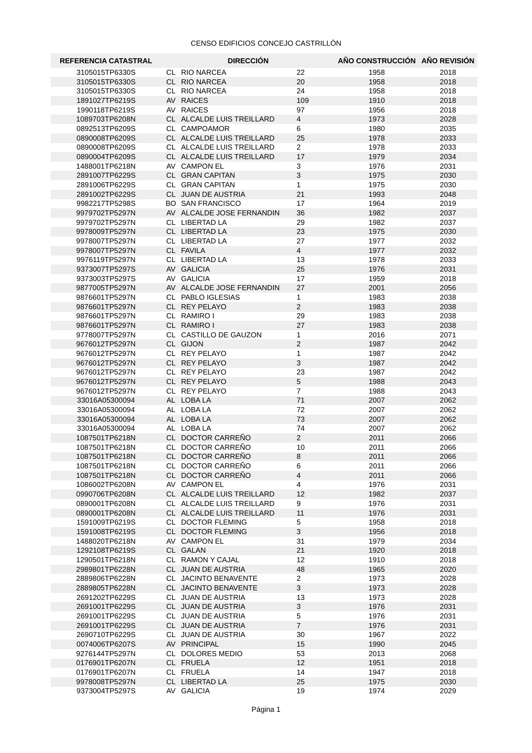CENSO EDIFICIOS CONCEJO CASTRILLÓN

| REFERENCIA CATASTRAL | DIRECCIÓN | | | AÑO CONSTRUCCIÓN | AÑO REVISIÓN |
|---|---|---|---|---|---|
| 3105015TP6330S | CL | RIO NARCEA | 22 | 1958 | 2018 |
| 3105015TP6330S | CL | RIO NARCEA | 20 | 1958 | 2018 |
| 3105015TP6330S | CL | RIO NARCEA | 24 | 1958 | 2018 |
| 1891027TP6219S | AV | RAICES | 109 | 1910 | 2018 |
| 1990118TP6219S | AV | RAICES | 97 | 1956 | 2018 |
| 1089703TP6208N | CL | ALCALDE LUIS TREILLARD | 4 | 1973 | 2028 |
| 0892513TP6209S | CL | CAMPOAMOR | 6 | 1980 | 2035 |
| 0890008TP6209S | CL | ALCALDE LUIS TREILLARD | 25 | 1978 | 2033 |
| 0890008TP6209S | CL | ALCALDE LUIS TREILLARD | 2 | 1978 | 2033 |
| 0890004TP6209S | CL | ALCALDE LUIS TREILLARD | 17 | 1979 | 2034 |
| 1488001TP6218N | AV | CAMPON EL | 3 | 1976 | 2031 |
| 2891007TP6229S | CL | GRAN CAPITAN | 3 | 1975 | 2030 |
| 2891006TP6229S | CL | GRAN CAPITAN | 1 | 1975 | 2030 |
| 2891002TP6229S | CL | JUAN DE AUSTRIA | 21 | 1993 | 2048 |
| 9982217TP5298S | BO | SAN FRANCISCO | 17 | 1964 | 2019 |
| 9979702TP5297N | AV | ALCALDE JOSE FERNANDIN | 36 | 1982 | 2037 |
| 9979702TP5297N | CL | LIBERTAD LA | 29 | 1982 | 2037 |
| 9978009TP5297N | CL | LIBERTAD LA | 23 | 1975 | 2030 |
| 9978007TP5297N | CL | LIBERTAD LA | 27 | 1977 | 2032 |
| 9978007TP5297N | CL | FAVILA | 4 | 1977 | 2032 |
| 9976119TP5297N | CL | LIBERTAD LA | 13 | 1978 | 2033 |
| 9373007TP5297S | AV | GALICIA | 25 | 1976 | 2031 |
| 9373003TP5297S | AV | GALICIA | 17 | 1959 | 2018 |
| 9877005TP5297N | AV | ALCALDE JOSE FERNANDIN | 27 | 2001 | 2056 |
| 9876601TP5297N | CL | PABLO IGLESIAS | 1 | 1983 | 2038 |
| 9876601TP5297N | CL | REY PELAYO | 2 | 1983 | 2038 |
| 9876601TP5297N | CL | RAMIRO I | 29 | 1983 | 2038 |
| 9876601TP5297N | CL | RAMIRO I | 27 | 1983 | 2038 |
| 9778007TP5297N | CL | CASTILLO DE GAUZON | 1 | 2016 | 2071 |
| 9676012TP5297N | CL | GIJON | 2 | 1987 | 2042 |
| 9676012TP5297N | CL | REY PELAYO | 1 | 1987 | 2042 |
| 9676012TP5297N | CL | REY PELAYO | 3 | 1987 | 2042 |
| 9676012TP5297N | CL | REY PELAYO | 23 | 1987 | 2042 |
| 9676012TP5297N | CL | REY PELAYO | 5 | 1988 | 2043 |
| 9676012TP5297N | CL | REY PELAYO | 7 | 1988 | 2043 |
| 33016A05300094 | AL | LOBA LA | 71 | 2007 | 2062 |
| 33016A05300094 | AL | LOBA LA | 72 | 2007 | 2062 |
| 33016A05300094 | AL | LOBA LA | 73 | 2007 | 2062 |
| 33016A05300094 | AL | LOBA LA | 74 | 2007 | 2062 |
| 1087501TP6218N | CL | DOCTOR CARREÑO | 2 | 2011 | 2066 |
| 1087501TP6218N | CL | DOCTOR CARREÑO | 10 | 2011 | 2066 |
| 1087501TP6218N | CL | DOCTOR CARREÑO | 8 | 2011 | 2066 |
| 1087501TP6218N | CL | DOCTOR CARREÑO | 6 | 2011 | 2066 |
| 1087501TP6218N | CL | DOCTOR CARREÑO | 4 | 2011 | 2066 |
| 1086002TP6208N | AV | CAMPON EL | 4 | 1976 | 2031 |
| 0990706TP6208N | CL | ALCALDE LUIS TREILLARD | 12 | 1982 | 2037 |
| 0890001TP6208N | CL | ALCALDE LUIS TREILLARD | 9 | 1976 | 2031 |
| 0890001TP6208N | CL | ALCALDE LUIS TREILLARD | 11 | 1976 | 2031 |
| 1591009TP6219S | CL | DOCTOR FLEMING | 5 | 1958 | 2018 |
| 1591008TP6219S | CL | DOCTOR FLEMING | 3 | 1956 | 2018 |
| 1488020TP6218N | AV | CAMPON EL | 31 | 1979 | 2034 |
| 1292108TP6219S | CL | GALAN | 21 | 1920 | 2018 |
| 1290501TP6218N | CL | RAMON Y CAJAL | 12 | 1910 | 2018 |
| 2989801TP6228N | CL | JUAN DE AUSTRIA | 48 | 1965 | 2020 |
| 2889806TP6228N | CL | JACINTO BENAVENTE | 2 | 1973 | 2028 |
| 2889805TP6228N | CL | JACINTO BENAVENTE | 3 | 1973 | 2028 |
| 2691202TP6229S | CL | JUAN DE AUSTRIA | 13 | 1973 | 2028 |
| 2691001TP6229S | CL | JUAN DE AUSTRIA | 3 | 1976 | 2031 |
| 2691001TP6229S | CL | JUAN DE AUSTRIA | 5 | 1976 | 2031 |
| 2691001TP6229S | CL | JUAN DE AUSTRIA | 7 | 1976 | 2031 |
| 2690710TP6229S | CL | JUAN DE AUSTRIA | 30 | 1967 | 2022 |
| 0074006TP6207S | AV | PRINCIPAL | 15 | 1990 | 2045 |
| 9276144TP5297N | CL | DOLORES MEDIO | 53 | 2013 | 2068 |
| 0176901TP6207N | CL | FRUELA | 12 | 1951 | 2018 |
| 0176901TP6207N | CL | FRUELA | 14 | 1947 | 2018 |
| 9978008TP5297N | CL | LIBERTAD LA | 25 | 1975 | 2030 |
| 9373004TP5297S | AV | GALICIA | 19 | 1974 | 2029 |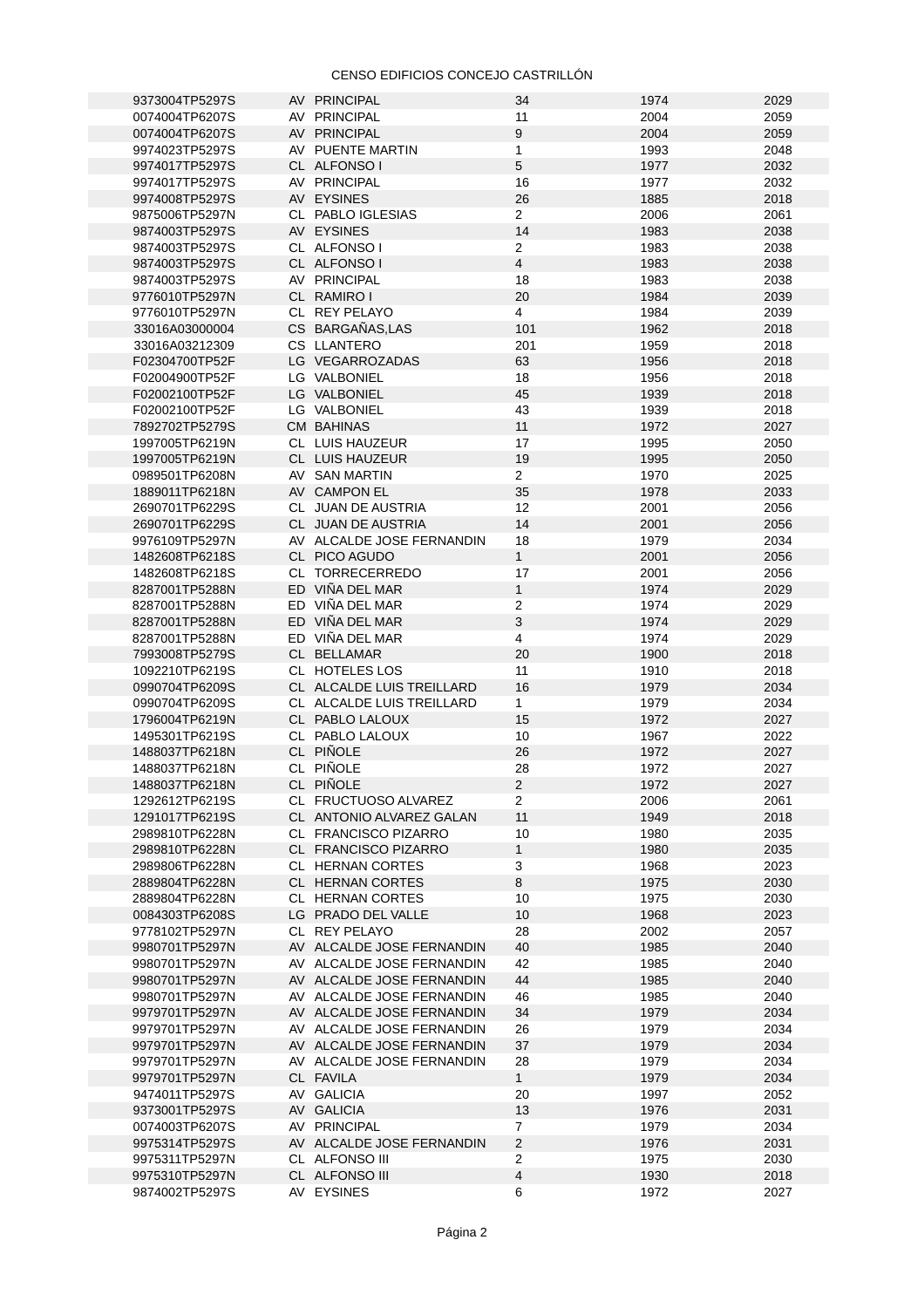CENSO EDIFICIOS CONCEJO CASTRILLÓN

| | | | | | |
|---|---|---|---|---|---|
| 9373004TP5297S | AV | PRINCIPAL | 34 | 1974 | 2029 |
| 0074004TP6207S | AV | PRINCIPAL | 11 | 2004 | 2059 |
| 0074004TP6207S | AV | PRINCIPAL | 9 | 2004 | 2059 |
| 9974023TP5297S | AV | PUENTE MARTIN | 1 | 1993 | 2048 |
| 9974017TP5297S | CL | ALFONSO I | 5 | 1977 | 2032 |
| 9974017TP5297S | AV | PRINCIPAL | 16 | 1977 | 2032 |
| 9974008TP5297S | AV | EYSINES | 26 | 1885 | 2018 |
| 9875006TP5297N | CL | PABLO IGLESIAS | 2 | 2006 | 2061 |
| 9874003TP5297S | AV | EYSINES | 14 | 1983 | 2038 |
| 9874003TP5297S | CL | ALFONSO I | 2 | 1983 | 2038 |
| 9874003TP5297S | CL | ALFONSO I | 4 | 1983 | 2038 |
| 9874003TP5297S | AV | PRINCIPAL | 18 | 1983 | 2038 |
| 9776010TP5297N | CL | RAMIRO I | 20 | 1984 | 2039 |
| 9776010TP5297N | CL | REY PELAYO | 4 | 1984 | 2039 |
| 33016A03000004 | CS | BARGAÑAS,LAS | 101 | 1962 | 2018 |
| 33016A03212309 | CS | LLANTERO | 201 | 1959 | 2018 |
| F02304700TP52F | LG | VEGARROZADAS | 63 | 1956 | 2018 |
| F02004900TP52F | LG | VALBONIEL | 18 | 1956 | 2018 |
| F02002100TP52F | LG | VALBONIEL | 45 | 1939 | 2018 |
| F02002100TP52F | LG | VALBONIEL | 43 | 1939 | 2018 |
| 7892702TP5279S | CM | BAHINAS | 11 | 1972 | 2027 |
| 1997005TP6219N | CL | LUIS HAUZEUR | 17 | 1995 | 2050 |
| 1997005TP6219N | CL | LUIS HAUZEUR | 19 | 1995 | 2050 |
| 0989501TP6208N | AV | SAN MARTIN | 2 | 1970 | 2025 |
| 1889011TP6218N | AV | CAMPON EL | 35 | 1978 | 2033 |
| 2690701TP6229S | CL | JUAN DE AUSTRIA | 12 | 2001 | 2056 |
| 2690701TP6229S | CL | JUAN DE AUSTRIA | 14 | 2001 | 2056 |
| 9976109TP5297N | AV | ALCALDE JOSE FERNANDIN | 18 | 1979 | 2034 |
| 1482608TP6218S | CL | PICO AGUDO | 1 | 2001 | 2056 |
| 1482608TP6218S | CL | TORRECERREDO | 17 | 2001 | 2056 |
| 8287001TP5288N | ED | VIÑA DEL MAR | 1 | 1974 | 2029 |
| 8287001TP5288N | ED | VIÑA DEL MAR | 2 | 1974 | 2029 |
| 8287001TP5288N | ED | VIÑA DEL MAR | 3 | 1974 | 2029 |
| 8287001TP5288N | ED | VIÑA DEL MAR | 4 | 1974 | 2029 |
| 7993008TP5279S | CL | BELLAMAR | 20 | 1900 | 2018 |
| 1092210TP6219S | CL | HOTELES LOS | 11 | 1910 | 2018 |
| 0990704TP6209S | CL | ALCALDE LUIS TREILLARD | 16 | 1979 | 2034 |
| 0990704TP6209S | CL | ALCALDE LUIS TREILLARD | 1 | 1979 | 2034 |
| 1796004TP6219N | CL | PABLO LALOUX | 15 | 1972 | 2027 |
| 1495301TP6219S | CL | PABLO LALOUX | 10 | 1967 | 2022 |
| 1488037TP6218N | CL | PIÑOLE | 26 | 1972 | 2027 |
| 1488037TP6218N | CL | PIÑOLE | 28 | 1972 | 2027 |
| 1488037TP6218N | CL | PIÑOLE | 2 | 1972 | 2027 |
| 1292612TP6219S | CL | FRUCTUOSO ALVAREZ | 2 | 2006 | 2061 |
| 1291017TP6219S | CL | ANTONIO ALVAREZ GALAN | 11 | 1949 | 2018 |
| 2989810TP6228N | CL | FRANCISCO PIZARRO | 10 | 1980 | 2035 |
| 2989810TP6228N | CL | FRANCISCO PIZARRO | 1 | 1980 | 2035 |
| 2989806TP6228N | CL | HERNAN CORTES | 3 | 1968 | 2023 |
| 2889804TP6228N | CL | HERNAN CORTES | 8 | 1975 | 2030 |
| 2889804TP6228N | CL | HERNAN CORTES | 10 | 1975 | 2030 |
| 0084303TP6208S | LG | PRADO DEL VALLE | 10 | 1968 | 2023 |
| 9778102TP5297N | CL | REY PELAYO | 28 | 2002 | 2057 |
| 9980701TP5297N | AV | ALCALDE JOSE FERNANDIN | 40 | 1985 | 2040 |
| 9980701TP5297N | AV | ALCALDE JOSE FERNANDIN | 42 | 1985 | 2040 |
| 9980701TP5297N | AV | ALCALDE JOSE FERNANDIN | 44 | 1985 | 2040 |
| 9980701TP5297N | AV | ALCALDE JOSE FERNANDIN | 46 | 1985 | 2040 |
| 9979701TP5297N | AV | ALCALDE JOSE FERNANDIN | 34 | 1979 | 2034 |
| 9979701TP5297N | AV | ALCALDE JOSE FERNANDIN | 26 | 1979 | 2034 |
| 9979701TP5297N | AV | ALCALDE JOSE FERNANDIN | 37 | 1979 | 2034 |
| 9979701TP5297N | AV | ALCALDE JOSE FERNANDIN | 28 | 1979 | 2034 |
| 9979701TP5297N | CL | FAVILA | 1 | 1979 | 2034 |
| 9474011TP5297S | AV | GALICIA | 20 | 1997 | 2052 |
| 9373001TP5297S | AV | GALICIA | 13 | 1976 | 2031 |
| 0074003TP6207S | AV | PRINCIPAL | 7 | 1979 | 2034 |
| 9975314TP5297S | AV | ALCALDE JOSE FERNANDIN | 2 | 1976 | 2031 |
| 9975311TP5297N | CL | ALFONSO III | 2 | 1975 | 2030 |
| 9975310TP5297N | CL | ALFONSO III | 4 | 1930 | 2018 |
| 9874002TP5297S | AV | EYSINES | 6 | 1972 | 2027 |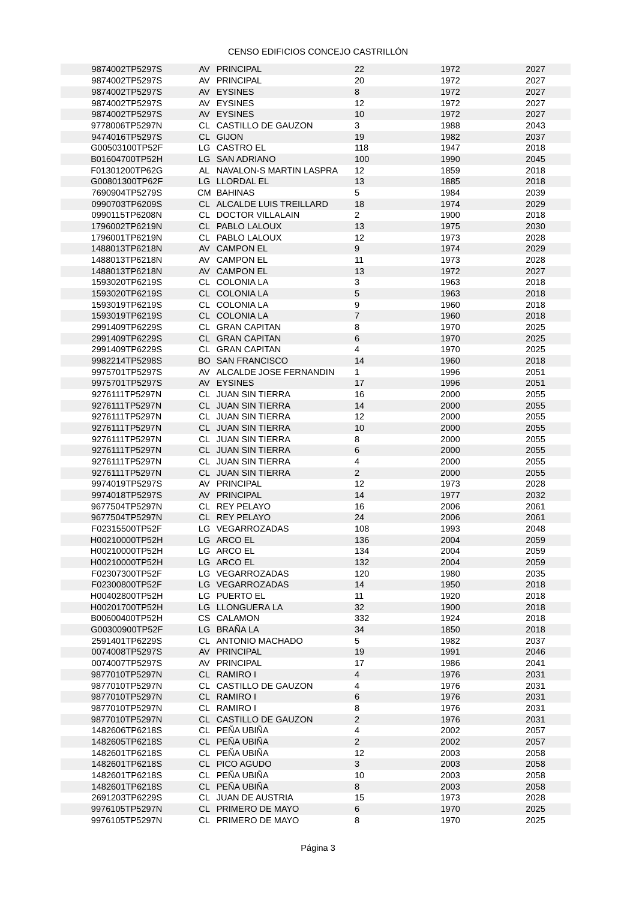CENSO EDIFICIOS CONCEJO CASTRILLÓN

| | | | | | |
|---|---|---|---|---|---|
| 9874002TP5297S | AV | PRINCIPAL | 22 | 1972 | 2027 |
| 9874002TP5297S | AV | PRINCIPAL | 20 | 1972 | 2027 |
| 9874002TP5297S | AV | EYSINES | 8 | 1972 | 2027 |
| 9874002TP5297S | AV | EYSINES | 12 | 1972 | 2027 |
| 9874002TP5297S | AV | EYSINES | 10 | 1972 | 2027 |
| 9778006TP5297N | CL | CASTILLO DE GAUZON | 3 | 1988 | 2043 |
| 9474016TP5297S | CL | GIJON | 19 | 1982 | 2037 |
| G00503100TP52F | LG | CASTRO EL | 118 | 1947 | 2018 |
| B01604700TP52H | LG | SAN ADRIANO | 100 | 1990 | 2045 |
| F01301200TP62G | AL | NAVALON-S MARTIN LASPRA | 12 | 1859 | 2018 |
| G00801300TP62F | LG | LLORDAL EL | 13 | 1885 | 2018 |
| 7690904TP5279S | CM | BAHINAS | 5 | 1984 | 2039 |
| 0990703TP6209S | CL | ALCALDE LUIS TREILLARD | 18 | 1974 | 2029 |
| 0990115TP6208N | CL | DOCTOR VILLALAIN | 2 | 1900 | 2018 |
| 1796002TP6219N | CL | PABLO LALOUX | 13 | 1975 | 2030 |
| 1796001TP6219N | CL | PABLO LALOUX | 12 | 1973 | 2028 |
| 1488013TP6218N | AV | CAMPON EL | 9 | 1974 | 2029 |
| 1488013TP6218N | AV | CAMPON EL | 11 | 1973 | 2028 |
| 1488013TP6218N | AV | CAMPON EL | 13 | 1972 | 2027 |
| 1593020TP6219S | CL | COLONIA LA | 3 | 1963 | 2018 |
| 1593020TP6219S | CL | COLONIA LA | 5 | 1963 | 2018 |
| 1593019TP6219S | CL | COLONIA LA | 9 | 1960 | 2018 |
| 1593019TP6219S | CL | COLONIA LA | 7 | 1960 | 2018 |
| 2991409TP6229S | CL | GRAN CAPITAN | 8 | 1970 | 2025 |
| 2991409TP6229S | CL | GRAN CAPITAN | 6 | 1970 | 2025 |
| 2991409TP6229S | CL | GRAN CAPITAN | 4 | 1970 | 2025 |
| 9982214TP5298S | BO | SAN FRANCISCO | 14 | 1960 | 2018 |
| 9975701TP5297S | AV | ALCALDE JOSE FERNANDIN | 1 | 1996 | 2051 |
| 9975701TP5297S | AV | EYSINES | 17 | 1996 | 2051 |
| 9276111TP5297N | CL | JUAN SIN TIERRA | 16 | 2000 | 2055 |
| 9276111TP5297N | CL | JUAN SIN TIERRA | 14 | 2000 | 2055 |
| 9276111TP5297N | CL | JUAN SIN TIERRA | 12 | 2000 | 2055 |
| 9276111TP5297N | CL | JUAN SIN TIERRA | 10 | 2000 | 2055 |
| 9276111TP5297N | CL | JUAN SIN TIERRA | 8 | 2000 | 2055 |
| 9276111TP5297N | CL | JUAN SIN TIERRA | 6 | 2000 | 2055 |
| 9276111TP5297N | CL | JUAN SIN TIERRA | 4 | 2000 | 2055 |
| 9276111TP5297N | CL | JUAN SIN TIERRA | 2 | 2000 | 2055 |
| 9974019TP5297S | AV | PRINCIPAL | 12 | 1973 | 2028 |
| 9974018TP5297S | AV | PRINCIPAL | 14 | 1977 | 2032 |
| 9677504TP5297N | CL | REY PELAYO | 16 | 2006 | 2061 |
| 9677504TP5297N | CL | REY PELAYO | 24 | 2006 | 2061 |
| F02315500TP52F | LG | VEGARROZADAS | 108 | 1993 | 2048 |
| H00210000TP52H | LG | ARCO EL | 136 | 2004 | 2059 |
| H00210000TP52H | LG | ARCO EL | 134 | 2004 | 2059 |
| H00210000TP52H | LG | ARCO EL | 132 | 2004 | 2059 |
| F02307300TP52F | LG | VEGARROZADAS | 120 | 1980 | 2035 |
| F02300800TP52F | LG | VEGARROZADAS | 14 | 1950 | 2018 |
| H00402800TP52H | LG | PUERTO EL | 11 | 1920 | 2018 |
| H00201700TP52H | LG | LLONGUERA LA | 32 | 1900 | 2018 |
| B00600400TP52H | CS | CALAMON | 332 | 1924 | 2018 |
| G00300900TP52F | LG | BRAÑA LA | 34 | 1850 | 2018 |
| 2591401TP6229S | CL | ANTONIO MACHADO | 5 | 1982 | 2037 |
| 0074008TP5297S | AV | PRINCIPAL | 19 | 1991 | 2046 |
| 0074007TP5297S | AV | PRINCIPAL | 17 | 1986 | 2041 |
| 9877010TP5297N | CL | RAMIRO I | 4 | 1976 | 2031 |
| 9877010TP5297N | CL | CASTILLO DE GAUZON | 4 | 1976 | 2031 |
| 9877010TP5297N | CL | RAMIRO I | 6 | 1976 | 2031 |
| 9877010TP5297N | CL | RAMIRO I | 8 | 1976 | 2031 |
| 9877010TP5297N | CL | CASTILLO DE GAUZON | 2 | 1976 | 2031 |
| 1482606TP6218S | CL | PEÑA UBIÑA | 4 | 2002 | 2057 |
| 1482605TP6218S | CL | PEÑA UBIÑA | 2 | 2002 | 2057 |
| 1482601TP6218S | CL | PEÑA UBIÑA | 12 | 2003 | 2058 |
| 1482601TP6218S | CL | PICO AGUDO | 3 | 2003 | 2058 |
| 1482601TP6218S | CL | PEÑA UBIÑA | 10 | 2003 | 2058 |
| 1482601TP6218S | CL | PEÑA UBIÑA | 8 | 2003 | 2058 |
| 2691203TP6229S | CL | JUAN DE AUSTRIA | 15 | 1973 | 2028 |
| 9976105TP5297N | CL | PRIMERO DE MAYO | 6 | 1970 | 2025 |
| 9976105TP5297N | CL | PRIMERO DE MAYO | 8 | 1970 | 2025 |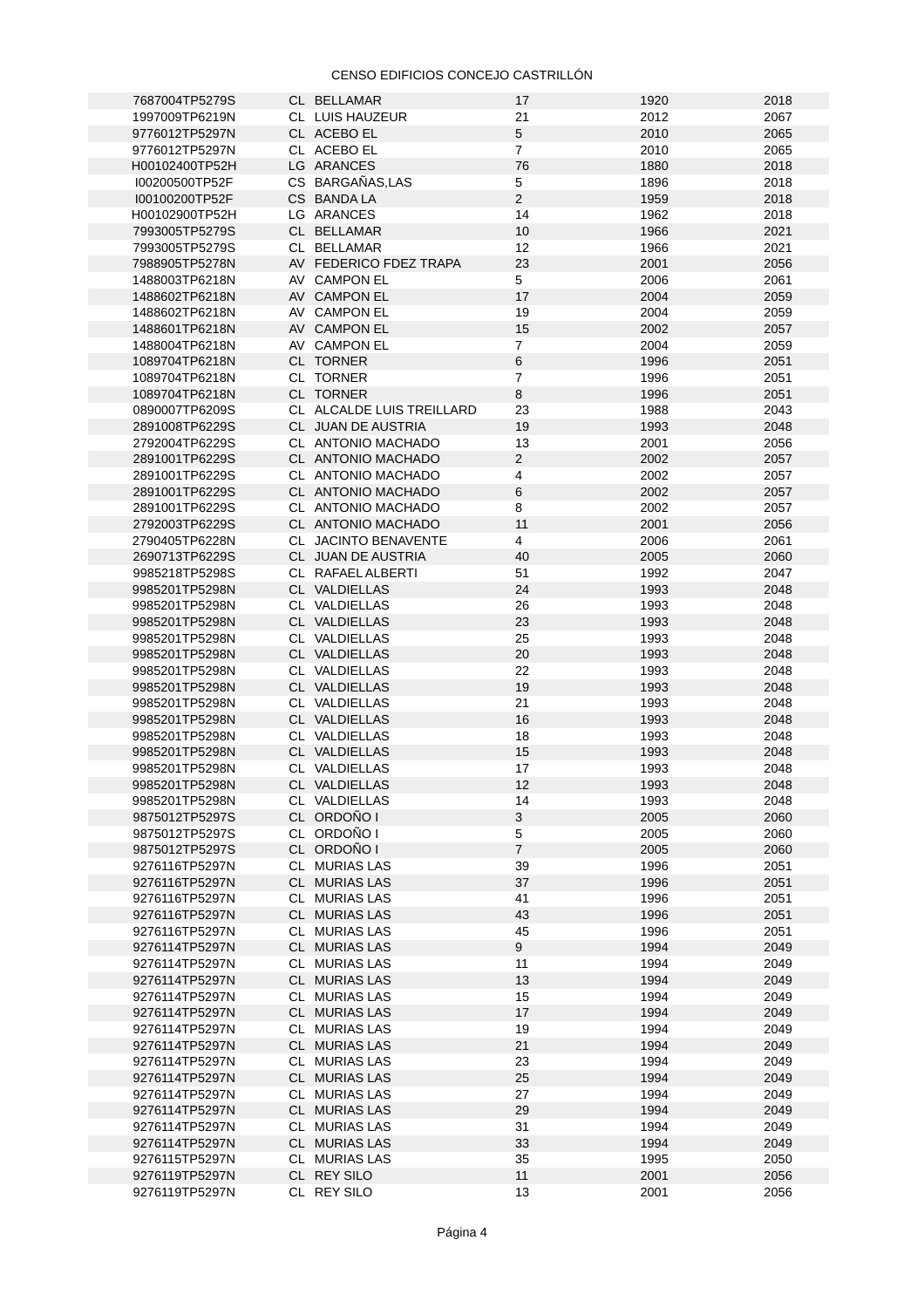CENSO EDIFICIOS CONCEJO CASTRILLÓN

| | | | | | |
|---|---|---|---|---|---|
| 7687004TP5279S | CL | BELLAMAR | 17 | 1920 | 2018 |
| 1997009TP6219N | CL | LUIS HAUZEUR | 21 | 2012 | 2067 |
| 9776012TP5297N | CL | ACEBO EL | 5 | 2010 | 2065 |
| 9776012TP5297N | CL | ACEBO EL | 7 | 2010 | 2065 |
| H00102400TP52H | LG | ARANCES | 76 | 1880 | 2018 |
| I00200500TP52F | CS | BARGAÑAS,LAS | 5 | 1896 | 2018 |
| I00100200TP52F | CS | BANDA LA | 2 | 1959 | 2018 |
| H00102900TP52H | LG | ARANCES | 14 | 1962 | 2018 |
| 7993005TP5279S | CL | BELLAMAR | 10 | 1966 | 2021 |
| 7993005TP5279S | CL | BELLAMAR | 12 | 1966 | 2021 |
| 7988905TP5278N | AV | FEDERICO FDEZ TRAPA | 23 | 2001 | 2056 |
| 1488003TP6218N | AV | CAMPON EL | 5 | 2006 | 2061 |
| 1488602TP6218N | AV | CAMPON EL | 17 | 2004 | 2059 |
| 1488602TP6218N | AV | CAMPON EL | 19 | 2004 | 2059 |
| 1488601TP6218N | AV | CAMPON EL | 15 | 2002 | 2057 |
| 1488004TP6218N | AV | CAMPON EL | 7 | 2004 | 2059 |
| 1089704TP6218N | CL | TORNER | 6 | 1996 | 2051 |
| 1089704TP6218N | CL | TORNER | 7 | 1996 | 2051 |
| 1089704TP6218N | CL | TORNER | 8 | 1996 | 2051 |
| 0890007TP6209S | CL | ALCALDE LUIS TREILLARD | 23 | 1988 | 2043 |
| 2891008TP6229S | CL | JUAN DE AUSTRIA | 19 | 1993 | 2048 |
| 2792004TP6229S | CL | ANTONIO MACHADO | 13 | 2001 | 2056 |
| 2891001TP6229S | CL | ANTONIO MACHADO | 2 | 2002 | 2057 |
| 2891001TP6229S | CL | ANTONIO MACHADO | 4 | 2002 | 2057 |
| 2891001TP6229S | CL | ANTONIO MACHADO | 6 | 2002 | 2057 |
| 2891001TP6229S | CL | ANTONIO MACHADO | 8 | 2002 | 2057 |
| 2792003TP6229S | CL | ANTONIO MACHADO | 11 | 2001 | 2056 |
| 2790405TP6228N | CL | JACINTO BENAVENTE | 4 | 2006 | 2061 |
| 2690713TP6229S | CL | JUAN DE AUSTRIA | 40 | 2005 | 2060 |
| 9985218TP5298S | CL | RAFAEL ALBERTI | 51 | 1992 | 2047 |
| 9985201TP5298N | CL | VALDIELLAS | 24 | 1993 | 2048 |
| 9985201TP5298N | CL | VALDIELLAS | 26 | 1993 | 2048 |
| 9985201TP5298N | CL | VALDIELLAS | 23 | 1993 | 2048 |
| 9985201TP5298N | CL | VALDIELLAS | 25 | 1993 | 2048 |
| 9985201TP5298N | CL | VALDIELLAS | 20 | 1993 | 2048 |
| 9985201TP5298N | CL | VALDIELLAS | 22 | 1993 | 2048 |
| 9985201TP5298N | CL | VALDIELLAS | 19 | 1993 | 2048 |
| 9985201TP5298N | CL | VALDIELLAS | 21 | 1993 | 2048 |
| 9985201TP5298N | CL | VALDIELLAS | 16 | 1993 | 2048 |
| 9985201TP5298N | CL | VALDIELLAS | 18 | 1993 | 2048 |
| 9985201TP5298N | CL | VALDIELLAS | 15 | 1993 | 2048 |
| 9985201TP5298N | CL | VALDIELLAS | 17 | 1993 | 2048 |
| 9985201TP5298N | CL | VALDIELLAS | 12 | 1993 | 2048 |
| 9985201TP5298N | CL | VALDIELLAS | 14 | 1993 | 2048 |
| 9875012TP5297S | CL | ORDOÑO I | 3 | 2005 | 2060 |
| 9875012TP5297S | CL | ORDOÑO I | 5 | 2005 | 2060 |
| 9875012TP5297S | CL | ORDOÑO I | 7 | 2005 | 2060 |
| 9276116TP5297N | CL | MURIAS LAS | 39 | 1996 | 2051 |
| 9276116TP5297N | CL | MURIAS LAS | 37 | 1996 | 2051 |
| 9276116TP5297N | CL | MURIAS LAS | 41 | 1996 | 2051 |
| 9276116TP5297N | CL | MURIAS LAS | 43 | 1996 | 2051 |
| 9276116TP5297N | CL | MURIAS LAS | 45 | 1996 | 2051 |
| 9276114TP5297N | CL | MURIAS LAS | 9 | 1994 | 2049 |
| 9276114TP5297N | CL | MURIAS LAS | 11 | 1994 | 2049 |
| 9276114TP5297N | CL | MURIAS LAS | 13 | 1994 | 2049 |
| 9276114TP5297N | CL | MURIAS LAS | 15 | 1994 | 2049 |
| 9276114TP5297N | CL | MURIAS LAS | 17 | 1994 | 2049 |
| 9276114TP5297N | CL | MURIAS LAS | 19 | 1994 | 2049 |
| 9276114TP5297N | CL | MURIAS LAS | 21 | 1994 | 2049 |
| 9276114TP5297N | CL | MURIAS LAS | 23 | 1994 | 2049 |
| 9276114TP5297N | CL | MURIAS LAS | 25 | 1994 | 2049 |
| 9276114TP5297N | CL | MURIAS LAS | 27 | 1994 | 2049 |
| 9276114TP5297N | CL | MURIAS LAS | 29 | 1994 | 2049 |
| 9276114TP5297N | CL | MURIAS LAS | 31 | 1994 | 2049 |
| 9276114TP5297N | CL | MURIAS LAS | 33 | 1994 | 2049 |
| 9276115TP5297N | CL | MURIAS LAS | 35 | 1995 | 2050 |
| 9276119TP5297N | CL | REY SILO | 11 | 2001 | 2056 |
| 9276119TP5297N | CL | REY SILO | 13 | 2001 | 2056 |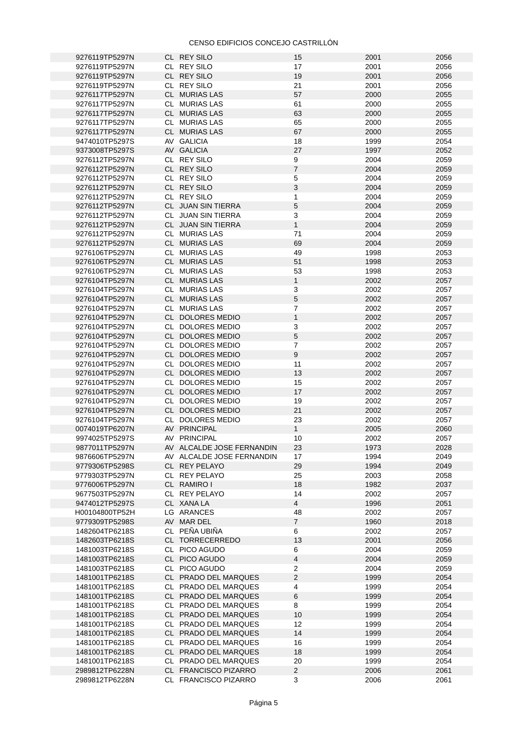CENSO EDIFICIOS CONCEJO CASTRILLÓN

| | | | | | |
|---|---|---|---|---|---|
| 9276119TP5297N | CL | REY SILO | 15 | 2001 | 2056 |
| 9276119TP5297N | CL | REY SILO | 17 | 2001 | 2056 |
| 9276119TP5297N | CL | REY SILO | 19 | 2001 | 2056 |
| 9276119TP5297N | CL | REY SILO | 21 | 2001 | 2056 |
| 9276117TP5297N | CL | MURIAS LAS | 57 | 2000 | 2055 |
| 9276117TP5297N | CL | MURIAS LAS | 61 | 2000 | 2055 |
| 9276117TP5297N | CL | MURIAS LAS | 63 | 2000 | 2055 |
| 9276117TP5297N | CL | MURIAS LAS | 65 | 2000 | 2055 |
| 9276117TP5297N | CL | MURIAS LAS | 67 | 2000 | 2055 |
| 9474010TP5297S | AV | GALICIA | 18 | 1999 | 2054 |
| 9373008TP5297S | AV | GALICIA | 27 | 1997 | 2052 |
| 9276112TP5297N | CL | REY SILO | 9 | 2004 | 2059 |
| 9276112TP5297N | CL | REY SILO | 7 | 2004 | 2059 |
| 9276112TP5297N | CL | REY SILO | 5 | 2004 | 2059 |
| 9276112TP5297N | CL | REY SILO | 3 | 2004 | 2059 |
| 9276112TP5297N | CL | REY SILO | 1 | 2004 | 2059 |
| 9276112TP5297N | CL | JUAN SIN TIERRA | 5 | 2004 | 2059 |
| 9276112TP5297N | CL | JUAN SIN TIERRA | 3 | 2004 | 2059 |
| 9276112TP5297N | CL | JUAN SIN TIERRA | 1 | 2004 | 2059 |
| 9276112TP5297N | CL | MURIAS LAS | 71 | 2004 | 2059 |
| 9276112TP5297N | CL | MURIAS LAS | 69 | 2004 | 2059 |
| 9276106TP5297N | CL | MURIAS LAS | 49 | 1998 | 2053 |
| 9276106TP5297N | CL | MURIAS LAS | 51 | 1998 | 2053 |
| 9276106TP5297N | CL | MURIAS LAS | 53 | 1998 | 2053 |
| 9276104TP5297N | CL | MURIAS LAS | 1 | 2002 | 2057 |
| 9276104TP5297N | CL | MURIAS LAS | 3 | 2002 | 2057 |
| 9276104TP5297N | CL | MURIAS LAS | 5 | 2002 | 2057 |
| 9276104TP5297N | CL | MURIAS LAS | 7 | 2002 | 2057 |
| 9276104TP5297N | CL | DOLORES MEDIO | 1 | 2002 | 2057 |
| 9276104TP5297N | CL | DOLORES MEDIO | 3 | 2002 | 2057 |
| 9276104TP5297N | CL | DOLORES MEDIO | 5 | 2002 | 2057 |
| 9276104TP5297N | CL | DOLORES MEDIO | 7 | 2002 | 2057 |
| 9276104TP5297N | CL | DOLORES MEDIO | 9 | 2002 | 2057 |
| 9276104TP5297N | CL | DOLORES MEDIO | 11 | 2002 | 2057 |
| 9276104TP5297N | CL | DOLORES MEDIO | 13 | 2002 | 2057 |
| 9276104TP5297N | CL | DOLORES MEDIO | 15 | 2002 | 2057 |
| 9276104TP5297N | CL | DOLORES MEDIO | 17 | 2002 | 2057 |
| 9276104TP5297N | CL | DOLORES MEDIO | 19 | 2002 | 2057 |
| 9276104TP5297N | CL | DOLORES MEDIO | 21 | 2002 | 2057 |
| 9276104TP5297N | CL | DOLORES MEDIO | 23 | 2002 | 2057 |
| 0074019TP6207N | AV | PRINCIPAL | 1 | 2005 | 2060 |
| 9974025TP5297S | AV | PRINCIPAL | 10 | 2002 | 2057 |
| 9877011TP5297N | AV | ALCALDE JOSE FERNANDIN | 23 | 1973 | 2028 |
| 9876606TP5297N | AV | ALCALDE JOSE FERNANDIN | 17 | 1994 | 2049 |
| 9779306TP5298S | CL | REY PELAYO | 29 | 1994 | 2049 |
| 9779303TP5297N | CL | REY PELAYO | 25 | 2003 | 2058 |
| 9776006TP5297N | CL | RAMIRO I | 18 | 1982 | 2037 |
| 9677503TP5297N | CL | REY PELAYO | 14 | 2002 | 2057 |
| 9474012TP5297S | CL | XANA LA | 4 | 1996 | 2051 |
| H00104800TP52H | LG | ARANCES | 48 | 2002 | 2057 |
| 9779309TP5298S | AV | MAR DEL | 7 | 1960 | 2018 |
| 1482604TP6218S | CL | PEÑA UBIÑA | 6 | 2002 | 2057 |
| 1482603TP6218S | CL | TORRECERREDO | 13 | 2001 | 2056 |
| 1481003TP6218S | CL | PICO AGUDO | 6 | 2004 | 2059 |
| 1481003TP6218S | CL | PICO AGUDO | 4 | 2004 | 2059 |
| 1481003TP6218S | CL | PICO AGUDO | 2 | 2004 | 2059 |
| 1481001TP6218S | CL | PRADO DEL MARQUES | 2 | 1999 | 2054 |
| 1481001TP6218S | CL | PRADO DEL MARQUES | 4 | 1999 | 2054 |
| 1481001TP6218S | CL | PRADO DEL MARQUES | 6 | 1999 | 2054 |
| 1481001TP6218S | CL | PRADO DEL MARQUES | 8 | 1999 | 2054 |
| 1481001TP6218S | CL | PRADO DEL MARQUES | 10 | 1999 | 2054 |
| 1481001TP6218S | CL | PRADO DEL MARQUES | 12 | 1999 | 2054 |
| 1481001TP6218S | CL | PRADO DEL MARQUES | 14 | 1999 | 2054 |
| 1481001TP6218S | CL | PRADO DEL MARQUES | 16 | 1999 | 2054 |
| 1481001TP6218S | CL | PRADO DEL MARQUES | 18 | 1999 | 2054 |
| 1481001TP6218S | CL | PRADO DEL MARQUES | 20 | 1999 | 2054 |
| 2989812TP6228N | CL | FRANCISCO PIZARRO | 2 | 2006 | 2061 |
| 2989812TP6228N | CL | FRANCISCO PIZARRO | 3 | 2006 | 2061 |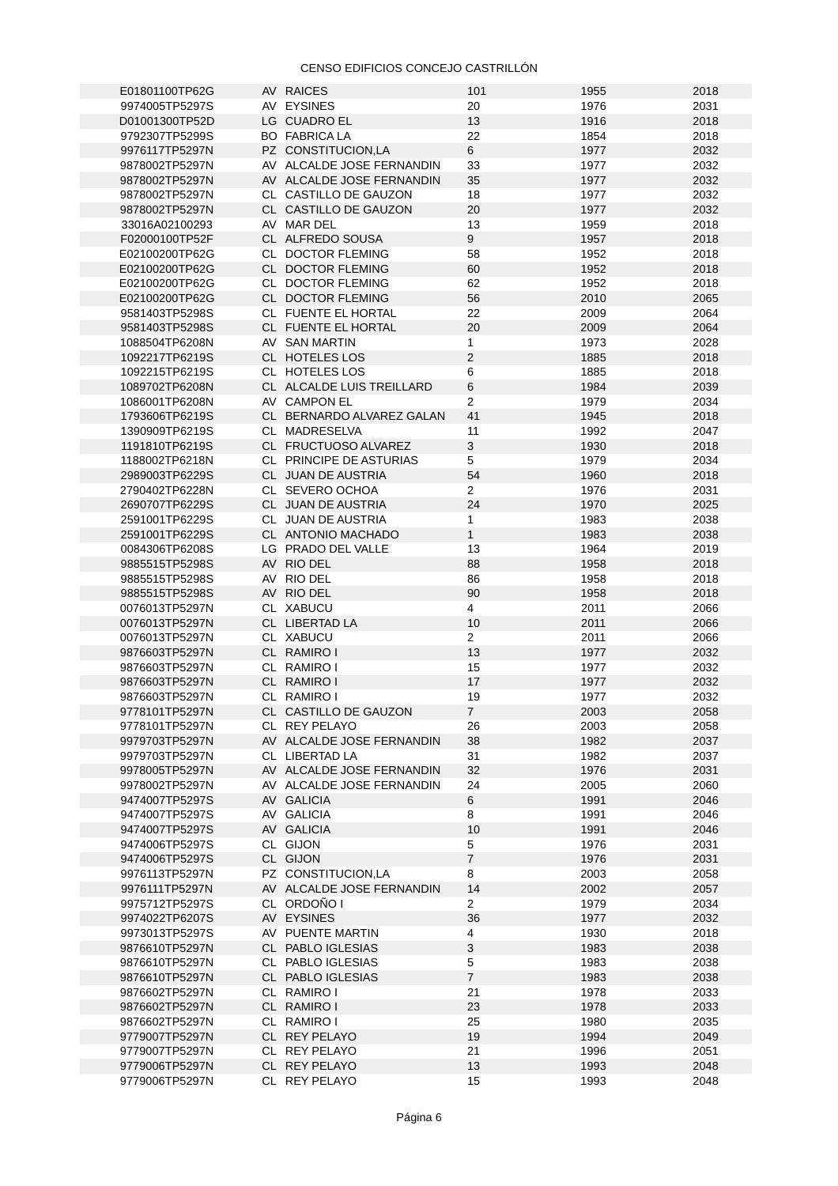# CENSO EDIFICIOS CONCEJO CASTRILLÓN

| | | | | | |
|---|---|---|---|---|---|
| E01801100TP62G | AV | RAICES | 101 | 1955 | 2018 |
| 9974005TP5297S | AV | EYSINES | 20 | 1976 | 2031 |
| D01001300TP52D | LG | CUADRO EL | 13 | 1916 | 2018 |
| 9792307TP5299S | BO | FABRICA LA | 22 | 1854 | 2018 |
| 9976117TP5297N | PZ | CONSTITUCION,LA | 6 | 1977 | 2032 |
| 9878002TP5297N | AV | ALCALDE JOSE FERNANDIN | 33 | 1977 | 2032 |
| 9878002TP5297N | AV | ALCALDE JOSE FERNANDIN | 35 | 1977 | 2032 |
| 9878002TP5297N | CL | CASTILLO DE GAUZON | 18 | 1977 | 2032 |
| 9878002TP5297N | CL | CASTILLO DE GAUZON | 20 | 1977 | 2032 |
| 33016A02100293 | AV | MAR DEL | 13 | 1959 | 2018 |
| F02000100TP52F | CL | ALFREDO SOUSA | 9 | 1957 | 2018 |
| E02100200TP62G | CL | DOCTOR FLEMING | 58 | 1952 | 2018 |
| E02100200TP62G | CL | DOCTOR FLEMING | 60 | 1952 | 2018 |
| E02100200TP62G | CL | DOCTOR FLEMING | 62 | 1952 | 2018 |
| E02100200TP62G | CL | DOCTOR FLEMING | 56 | 2010 | 2065 |
| 9581403TP5298S | CL | FUENTE EL HORTAL | 22 | 2009 | 2064 |
| 9581403TP5298S | CL | FUENTE EL HORTAL | 20 | 2009 | 2064 |
| 1088504TP6208N | AV | SAN MARTIN | 1 | 1973 | 2028 |
| 1092217TP6219S | CL | HOTELES LOS | 2 | 1885 | 2018 |
| 1092215TP6219S | CL | HOTELES LOS | 6 | 1885 | 2018 |
| 1089702TP6208N | CL | ALCALDE LUIS TREILLARD | 6 | 1984 | 2039 |
| 1086001TP6208N | AV | CAMPON EL | 2 | 1979 | 2034 |
| 1793606TP6219S | CL | BERNARDO ALVAREZ GALAN | 41 | 1945 | 2018 |
| 1390909TP6219S | CL | MADRESELVA | 11 | 1992 | 2047 |
| 1191810TP6219S | CL | FRUCTUOSO ALVAREZ | 3 | 1930 | 2018 |
| 1188002TP6218N | CL | PRINCIPE DE ASTURIAS | 5 | 1979 | 2034 |
| 2989003TP6229S | CL | JUAN DE AUSTRIA | 54 | 1960 | 2018 |
| 2790402TP6228N | CL | SEVERO OCHOA | 2 | 1976 | 2031 |
| 2690707TP6229S | CL | JUAN DE AUSTRIA | 24 | 1970 | 2025 |
| 2591001TP6229S | CL | JUAN DE AUSTRIA | 1 | 1983 | 2038 |
| 2591001TP6229S | CL | ANTONIO MACHADO | 1 | 1983 | 2038 |
| 0084306TP6208S | LG | PRADO DEL VALLE | 13 | 1964 | 2019 |
| 9885515TP5298S | AV | RIO DEL | 88 | 1958 | 2018 |
| 9885515TP5298S | AV | RIO DEL | 86 | 1958 | 2018 |
| 9885515TP5298S | AV | RIO DEL | 90 | 1958 | 2018 |
| 0076013TP5297N | CL | XABUCU | 4 | 2011 | 2066 |
| 0076013TP5297N | CL | LIBERTAD LA | 10 | 2011 | 2066 |
| 0076013TP5297N | CL | XABUCU | 2 | 2011 | 2066 |
| 9876603TP5297N | CL | RAMIRO I | 13 | 1977 | 2032 |
| 9876603TP5297N | CL | RAMIRO I | 15 | 1977 | 2032 |
| 9876603TP5297N | CL | RAMIRO I | 17 | 1977 | 2032 |
| 9876603TP5297N | CL | RAMIRO I | 19 | 1977 | 2032 |
| 9778101TP5297N | CL | CASTILLO DE GAUZON | 7 | 2003 | 2058 |
| 9778101TP5297N | CL | REY PELAYO | 26 | 2003 | 2058 |
| 9979703TP5297N | AV | ALCALDE JOSE FERNANDIN | 38 | 1982 | 2037 |
| 9979703TP5297N | CL | LIBERTAD LA | 31 | 1982 | 2037 |
| 9978005TP5297N | AV | ALCALDE JOSE FERNANDIN | 32 | 1976 | 2031 |
| 9978002TP5297N | AV | ALCALDE JOSE FERNANDIN | 24 | 2005 | 2060 |
| 9474007TP5297S | AV | GALICIA | 6 | 1991 | 2046 |
| 9474007TP5297S | AV | GALICIA | 8 | 1991 | 2046 |
| 9474007TP5297S | AV | GALICIA | 10 | 1991 | 2046 |
| 9474006TP5297S | CL | GIJON | 5 | 1976 | 2031 |
| 9474006TP5297S | CL | GIJON | 7 | 1976 | 2031 |
| 9976113TP5297N | PZ | CONSTITUCION,LA | 8 | 2003 | 2058 |
| 9976111TP5297N | AV | ALCALDE JOSE FERNANDIN | 14 | 2002 | 2057 |
| 9975712TP5297S | CL | ORDOÑO I | 2 | 1979 | 2034 |
| 9974022TP6207S | AV | EYSINES | 36 | 1977 | 2032 |
| 9973013TP5297S | AV | PUENTE MARTIN | 4 | 1930 | 2018 |
| 9876610TP5297N | CL | PABLO IGLESIAS | 3 | 1983 | 2038 |
| 9876610TP5297N | CL | PABLO IGLESIAS | 5 | 1983 | 2038 |
| 9876610TP5297N | CL | PABLO IGLESIAS | 7 | 1983 | 2038 |
| 9876602TP5297N | CL | RAMIRO I | 21 | 1978 | 2033 |
| 9876602TP5297N | CL | RAMIRO I | 23 | 1978 | 2033 |
| 9876602TP5297N | CL | RAMIRO I | 25 | 1980 | 2035 |
| 9779007TP5297N | CL | REY PELAYO | 19 | 1994 | 2049 |
| 9779007TP5297N | CL | REY PELAYO | 21 | 1996 | 2051 |
| 9779006TP5297N | CL | REY PELAYO | 13 | 1993 | 2048 |
| 9779006TP5297N | CL | REY PELAYO | 15 | 1993 | 2048 |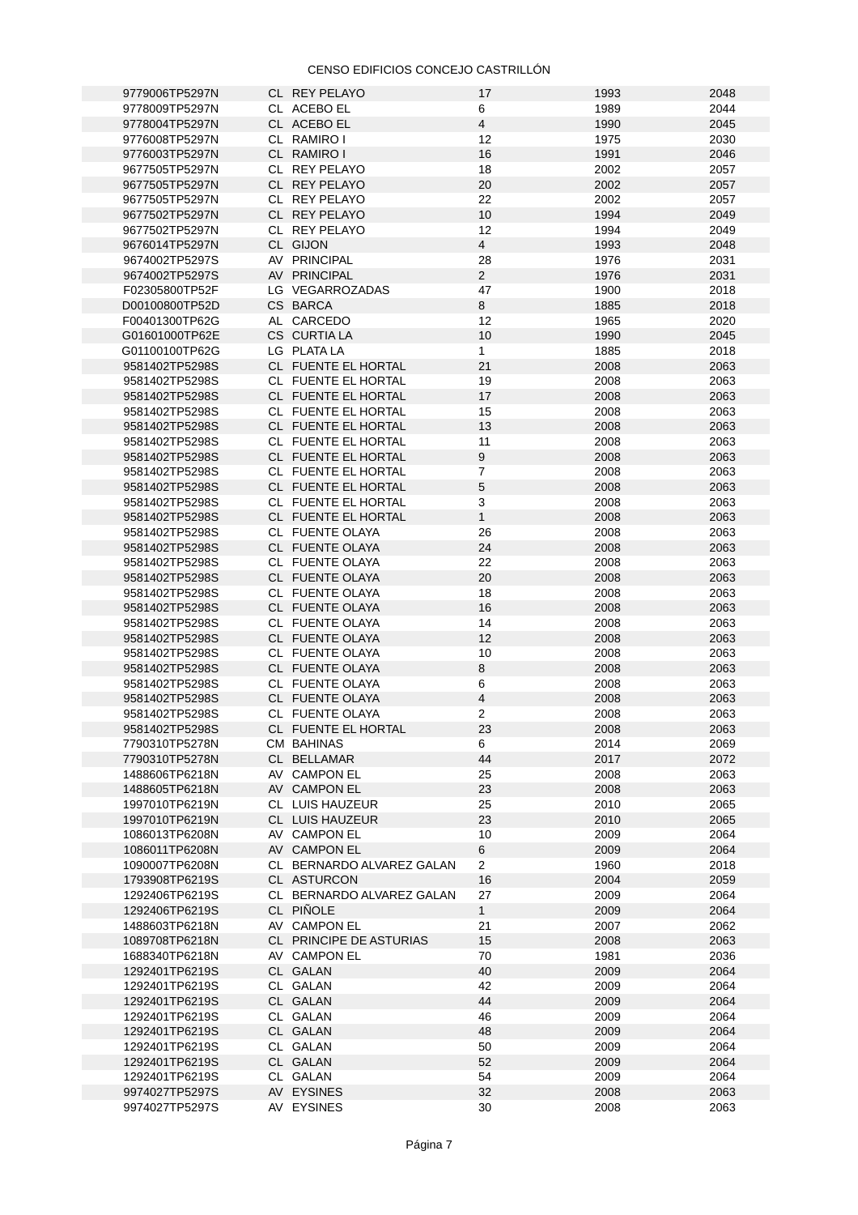CENSO EDIFICIOS CONCEJO CASTRILLÓN

| | | | | | |
|---|---|---|---|---|---|
| 9779006TP5297N | CL | REY PELAYO | 17 | 1993 | 2048 |
| 9778009TP5297N | CL | ACEBO EL | 6 | 1989 | 2044 |
| 9778004TP5297N | CL | ACEBO EL | 4 | 1990 | 2045 |
| 9776008TP5297N | CL | RAMIRO I | 12 | 1975 | 2030 |
| 9776003TP5297N | CL | RAMIRO I | 16 | 1991 | 2046 |
| 9677505TP5297N | CL | REY PELAYO | 18 | 2002 | 2057 |
| 9677505TP5297N | CL | REY PELAYO | 20 | 2002 | 2057 |
| 9677505TP5297N | CL | REY PELAYO | 22 | 2002 | 2057 |
| 9677502TP5297N | CL | REY PELAYO | 10 | 1994 | 2049 |
| 9677502TP5297N | CL | REY PELAYO | 12 | 1994 | 2049 |
| 9676014TP5297N | CL | GIJON | 4 | 1993 | 2048 |
| 9674002TP5297S | AV | PRINCIPAL | 28 | 1976 | 2031 |
| 9674002TP5297S | AV | PRINCIPAL | 2 | 1976 | 2031 |
| F02305800TP52F | LG | VEGARROZADAS | 47 | 1900 | 2018 |
| D00100800TP52D | CS | BARCA | 8 | 1885 | 2018 |
| F00401300TP62G | AL | CARCEDO | 12 | 1965 | 2020 |
| G01601000TP62E | CS | CURTIA LA | 10 | 1990 | 2045 |
| G01100100TP62G | LG | PLATA LA | 1 | 1885 | 2018 |
| 9581402TP5298S | CL | FUENTE EL HORTAL | 21 | 2008 | 2063 |
| 9581402TP5298S | CL | FUENTE EL HORTAL | 19 | 2008 | 2063 |
| 9581402TP5298S | CL | FUENTE EL HORTAL | 17 | 2008 | 2063 |
| 9581402TP5298S | CL | FUENTE EL HORTAL | 15 | 2008 | 2063 |
| 9581402TP5298S | CL | FUENTE EL HORTAL | 13 | 2008 | 2063 |
| 9581402TP5298S | CL | FUENTE EL HORTAL | 11 | 2008 | 2063 |
| 9581402TP5298S | CL | FUENTE EL HORTAL | 9 | 2008 | 2063 |
| 9581402TP5298S | CL | FUENTE EL HORTAL | 7 | 2008 | 2063 |
| 9581402TP5298S | CL | FUENTE EL HORTAL | 5 | 2008 | 2063 |
| 9581402TP5298S | CL | FUENTE EL HORTAL | 3 | 2008 | 2063 |
| 9581402TP5298S | CL | FUENTE EL HORTAL | 1 | 2008 | 2063 |
| 9581402TP5298S | CL | FUENTE OLAYA | 26 | 2008 | 2063 |
| 9581402TP5298S | CL | FUENTE OLAYA | 24 | 2008 | 2063 |
| 9581402TP5298S | CL | FUENTE OLAYA | 22 | 2008 | 2063 |
| 9581402TP5298S | CL | FUENTE OLAYA | 20 | 2008 | 2063 |
| 9581402TP5298S | CL | FUENTE OLAYA | 18 | 2008 | 2063 |
| 9581402TP5298S | CL | FUENTE OLAYA | 16 | 2008 | 2063 |
| 9581402TP5298S | CL | FUENTE OLAYA | 14 | 2008 | 2063 |
| 9581402TP5298S | CL | FUENTE OLAYA | 12 | 2008 | 2063 |
| 9581402TP5298S | CL | FUENTE OLAYA | 10 | 2008 | 2063 |
| 9581402TP5298S | CL | FUENTE OLAYA | 8 | 2008 | 2063 |
| 9581402TP5298S | CL | FUENTE OLAYA | 6 | 2008 | 2063 |
| 9581402TP5298S | CL | FUENTE OLAYA | 4 | 2008 | 2063 |
| 9581402TP5298S | CL | FUENTE OLAYA | 2 | 2008 | 2063 |
| 9581402TP5298S | CL | FUENTE EL HORTAL | 23 | 2008 | 2063 |
| 7790310TP5278N | CM | BAHINAS | 6 | 2014 | 2069 |
| 7790310TP5278N | CL | BELLAMAR | 44 | 2017 | 2072 |
| 1488606TP6218N | AV | CAMPON EL | 25 | 2008 | 2063 |
| 1488605TP6218N | AV | CAMPON EL | 23 | 2008 | 2063 |
| 1997010TP6219N | CL | LUIS HAUZEUR | 25 | 2010 | 2065 |
| 1997010TP6219N | CL | LUIS HAUZEUR | 23 | 2010 | 2065 |
| 1086013TP6208N | AV | CAMPON EL | 10 | 2009 | 2064 |
| 1086011TP6208N | AV | CAMPON EL | 6 | 2009 | 2064 |
| 1090007TP6208N | CL | BERNARDO ALVAREZ GALAN | 2 | 1960 | 2018 |
| 1793908TP6219S | CL | ASTURCON | 16 | 2004 | 2059 |
| 1292406TP6219S | CL | BERNARDO ALVAREZ GALAN | 27 | 2009 | 2064 |
| 1292406TP6219S | CL | PIÑOLE | 1 | 2009 | 2064 |
| 1488603TP6218N | AV | CAMPON EL | 21 | 2007 | 2062 |
| 1089708TP6218N | CL | PRINCIPE DE ASTURIAS | 15 | 2008 | 2063 |
| 1688340TP6218N | AV | CAMPON EL | 70 | 1981 | 2036 |
| 1292401TP6219S | CL | GALAN | 40 | 2009 | 2064 |
| 1292401TP6219S | CL | GALAN | 42 | 2009 | 2064 |
| 1292401TP6219S | CL | GALAN | 44 | 2009 | 2064 |
| 1292401TP6219S | CL | GALAN | 46 | 2009 | 2064 |
| 1292401TP6219S | CL | GALAN | 48 | 2009 | 2064 |
| 1292401TP6219S | CL | GALAN | 50 | 2009 | 2064 |
| 1292401TP6219S | CL | GALAN | 52 | 2009 | 2064 |
| 1292401TP6219S | CL | GALAN | 54 | 2009 | 2064 |
| 9974027TP5297S | AV | EYSINES | 32 | 2008 | 2063 |
| 9974027TP5297S | AV | EYSINES | 30 | 2008 | 2063 |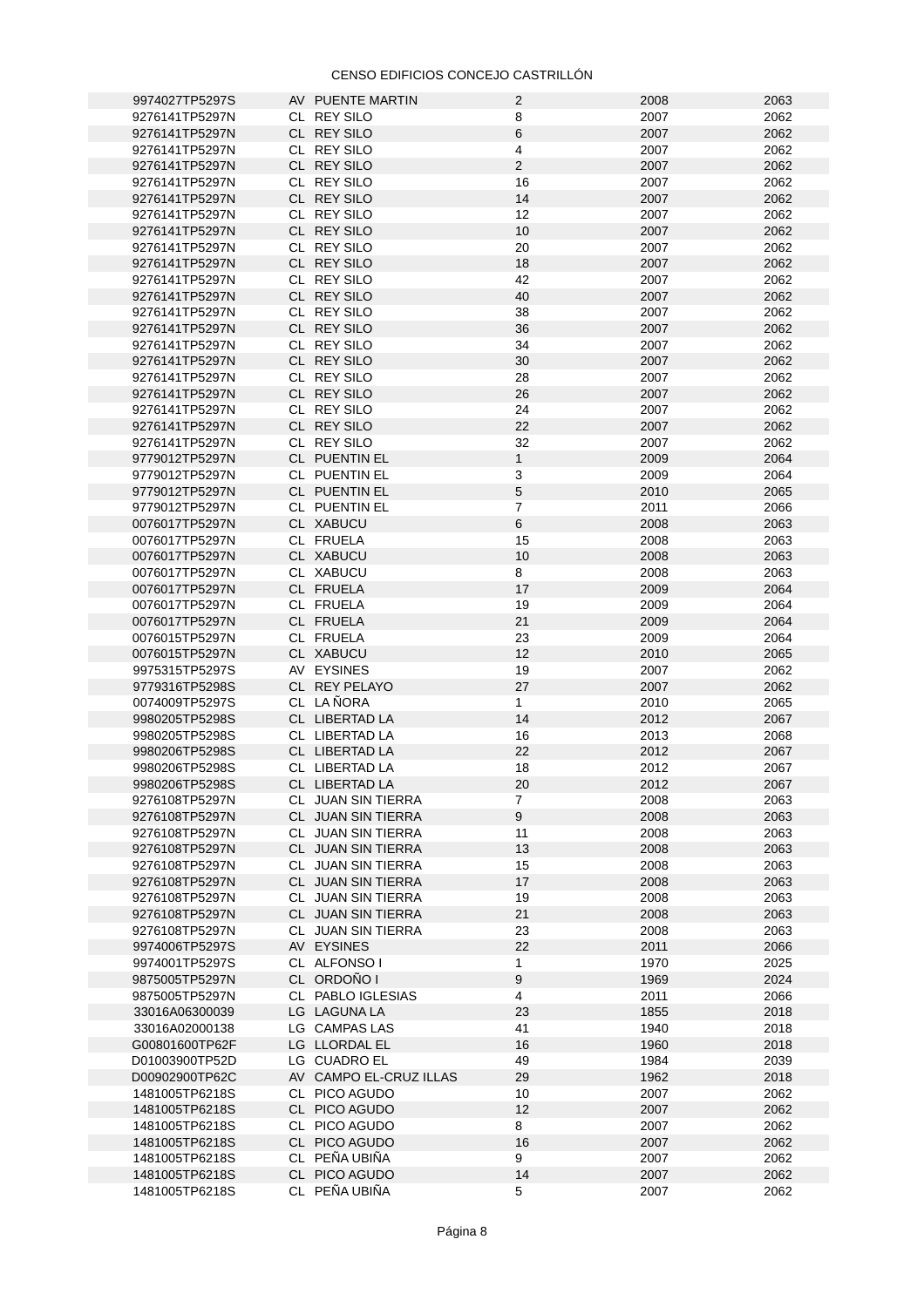| | | | | | |
|---|---|---|---|---|---|
| 9974027TP5297S | AV | PUENTE MARTIN | 2 | 2008 | 2063 |
| 9276141TP5297N | CL | REY SILO | 8 | 2007 | 2062 |
| 9276141TP5297N | CL | REY SILO | 6 | 2007 | 2062 |
| 9276141TP5297N | CL | REY SILO | 4 | 2007 | 2062 |
| 9276141TP5297N | CL | REY SILO | 2 | 2007 | 2062 |
| 9276141TP5297N | CL | REY SILO | 16 | 2007 | 2062 |
| 9276141TP5297N | CL | REY SILO | 14 | 2007 | 2062 |
| 9276141TP5297N | CL | REY SILO | 12 | 2007 | 2062 |
| 9276141TP5297N | CL | REY SILO | 10 | 2007 | 2062 |
| 9276141TP5297N | CL | REY SILO | 20 | 2007 | 2062 |
| 9276141TP5297N | CL | REY SILO | 18 | 2007 | 2062 |
| 9276141TP5297N | CL | REY SILO | 42 | 2007 | 2062 |
| 9276141TP5297N | CL | REY SILO | 40 | 2007 | 2062 |
| 9276141TP5297N | CL | REY SILO | 38 | 2007 | 2062 |
| 9276141TP5297N | CL | REY SILO | 36 | 2007 | 2062 |
| 9276141TP5297N | CL | REY SILO | 34 | 2007 | 2062 |
| 9276141TP5297N | CL | REY SILO | 30 | 2007 | 2062 |
| 9276141TP5297N | CL | REY SILO | 28 | 2007 | 2062 |
| 9276141TP5297N | CL | REY SILO | 26 | 2007 | 2062 |
| 9276141TP5297N | CL | REY SILO | 24 | 2007 | 2062 |
| 9276141TP5297N | CL | REY SILO | 22 | 2007 | 2062 |
| 9276141TP5297N | CL | REY SILO | 32 | 2007 | 2062 |
| 9779012TP5297N | CL | PUENTIN EL | 1 | 2009 | 2064 |
| 9779012TP5297N | CL | PUENTIN EL | 3 | 2009 | 2064 |
| 9779012TP5297N | CL | PUENTIN EL | 5 | 2010 | 2065 |
| 9779012TP5297N | CL | PUENTIN EL | 7 | 2011 | 2066 |
| 0076017TP5297N | CL | XABUCU | 6 | 2008 | 2063 |
| 0076017TP5297N | CL | FRUELA | 15 | 2008 | 2063 |
| 0076017TP5297N | CL | XABUCU | 10 | 2008 | 2063 |
| 0076017TP5297N | CL | XABUCU | 8 | 2008 | 2063 |
| 0076017TP5297N | CL | FRUELA | 17 | 2009 | 2064 |
| 0076017TP5297N | CL | FRUELA | 19 | 2009 | 2064 |
| 0076017TP5297N | CL | FRUELA | 21 | 2009 | 2064 |
| 0076015TP5297N | CL | FRUELA | 23 | 2009 | 2064 |
| 0076015TP5297N | CL | XABUCU | 12 | 2010 | 2065 |
| 9975315TP5297S | AV | EYSINES | 19 | 2007 | 2062 |
| 9779316TP5298S | CL | REY PELAYO | 27 | 2007 | 2062 |
| 0074009TP5297S | CL | LA ÑORA | 1 | 2010 | 2065 |
| 9980205TP5298S | CL | LIBERTAD LA | 14 | 2012 | 2067 |
| 9980205TP5298S | CL | LIBERTAD LA | 16 | 2013 | 2068 |
| 9980206TP5298S | CL | LIBERTAD LA | 22 | 2012 | 2067 |
| 9980206TP5298S | CL | LIBERTAD LA | 18 | 2012 | 2067 |
| 9980206TP5298S | CL | LIBERTAD LA | 20 | 2012 | 2067 |
| 9276108TP5297N | CL | JUAN SIN TIERRA | 7 | 2008 | 2063 |
| 9276108TP5297N | CL | JUAN SIN TIERRA | 9 | 2008 | 2063 |
| 9276108TP5297N | CL | JUAN SIN TIERRA | 11 | 2008 | 2063 |
| 9276108TP5297N | CL | JUAN SIN TIERRA | 13 | 2008 | 2063 |
| 9276108TP5297N | CL | JUAN SIN TIERRA | 15 | 2008 | 2063 |
| 9276108TP5297N | CL | JUAN SIN TIERRA | 17 | 2008 | 2063 |
| 9276108TP5297N | CL | JUAN SIN TIERRA | 19 | 2008 | 2063 |
| 9276108TP5297N | CL | JUAN SIN TIERRA | 21 | 2008 | 2063 |
| 9276108TP5297N | CL | JUAN SIN TIERRA | 23 | 2008 | 2063 |
| 9974006TP5297S | AV | EYSINES | 22 | 2011 | 2066 |
| 9974001TP5297S | CL | ALFONSO I | 1 | 1970 | 2025 |
| 9875005TP5297N | CL | ORDOÑO I | 9 | 1969 | 2024 |
| 9875005TP5297N | CL | PABLO IGLESIAS | 4 | 2011 | 2066 |
| 33016A06300039 | LG | LAGUNA LA | 23 | 1855 | 2018 |
| 33016A02000138 | LG | CAMPAS LAS | 41 | 1940 | 2018 |
| G00801600TP62F | LG | LLORDAL EL | 16 | 1960 | 2018 |
| D01003900TP52D | LG | CUADRO EL | 49 | 1984 | 2039 |
| D00902900TP62C | AV | CAMPO EL-CRUZ ILLAS | 29 | 1962 | 2018 |
| 1481005TP6218S | CL | PICO AGUDO | 10 | 2007 | 2062 |
| 1481005TP6218S | CL | PICO AGUDO | 12 | 2007 | 2062 |
| 1481005TP6218S | CL | PICO AGUDO | 8 | 2007 | 2062 |
| 1481005TP6218S | CL | PICO AGUDO | 16 | 2007 | 2062 |
| 1481005TP6218S | CL | PEÑA UBIÑA | 9 | 2007 | 2062 |
| 1481005TP6218S | CL | PICO AGUDO | 14 | 2007 | 2062 |
| 1481005TP6218S | CL | PEÑA UBIÑA | 5 | 2007 | 2062 |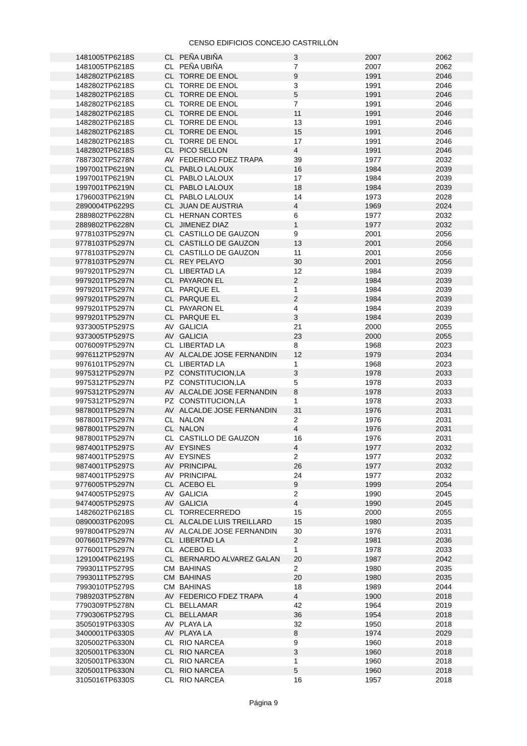| | | | | | |
|---|---|---|---|---|---|
| 1481005TP6218S | CL | PEÑA UBIÑA | 3 | 2007 | 2062 |
| 1481005TP6218S | CL | PEÑA UBIÑA | 7 | 2007 | 2062 |
| 1482802TP6218S | CL | TORRE DE ENOL | 9 | 1991 | 2046 |
| 1482802TP6218S | CL | TORRE DE ENOL | 3 | 1991 | 2046 |
| 1482802TP6218S | CL | TORRE DE ENOL | 5 | 1991 | 2046 |
| 1482802TP6218S | CL | TORRE DE ENOL | 7 | 1991 | 2046 |
| 1482802TP6218S | CL | TORRE DE ENOL | 11 | 1991 | 2046 |
| 1482802TP6218S | CL | TORRE DE ENOL | 13 | 1991 | 2046 |
| 1482802TP6218S | CL | TORRE DE ENOL | 15 | 1991 | 2046 |
| 1482802TP6218S | CL | TORRE DE ENOL | 17 | 1991 | 2046 |
| 1482802TP6218S | CL | PICO SELLON | 4 | 1991 | 2046 |
| 7887302TP5278N | AV | FEDERICO FDEZ TRAPA | 39 | 1977 | 2032 |
| 1997001TP6219N | CL | PABLO LALOUX | 16 | 1984 | 2039 |
| 1997001TP6219N | CL | PABLO LALOUX | 17 | 1984 | 2039 |
| 1997001TP6219N | CL | PABLO LALOUX | 18 | 1984 | 2039 |
| 1796003TP6219N | CL | PABLO LALOUX | 14 | 1973 | 2028 |
| 2890004TP6229S | CL | JUAN DE AUSTRIA | 4 | 1969 | 2024 |
| 2889802TP6228N | CL | HERNAN CORTES | 6 | 1977 | 2032 |
| 2889802TP6228N | CL | JIMENEZ DIAZ | 1 | 1977 | 2032 |
| 9778103TP5297N | CL | CASTILLO DE GAUZON | 9 | 2001 | 2056 |
| 9778103TP5297N | CL | CASTILLO DE GAUZON | 13 | 2001 | 2056 |
| 9778103TP5297N | CL | CASTILLO DE GAUZON | 11 | 2001 | 2056 |
| 9778103TP5297N | CL | REY PELAYO | 30 | 2001 | 2056 |
| 9979201TP5297N | CL | LIBERTAD LA | 12 | 1984 | 2039 |
| 9979201TP5297N | CL | PAYARON EL | 2 | 1984 | 2039 |
| 9979201TP5297N | CL | PARQUE EL | 1 | 1984 | 2039 |
| 9979201TP5297N | CL | PARQUE EL | 2 | 1984 | 2039 |
| 9979201TP5297N | CL | PAYARON EL | 4 | 1984 | 2039 |
| 9979201TP5297N | CL | PARQUE EL | 3 | 1984 | 2039 |
| 9373005TP5297S | AV | GALICIA | 21 | 2000 | 2055 |
| 9373005TP5297S | AV | GALICIA | 23 | 2000 | 2055 |
| 0076009TP5297N | CL | LIBERTAD LA | 8 | 1968 | 2023 |
| 9976112TP5297N | AV | ALCALDE JOSE FERNANDIN | 12 | 1979 | 2034 |
| 9976101TP5297N | CL | LIBERTAD LA | 1 | 1968 | 2023 |
| 9975312TP5297N | PZ | CONSTITUCION,LA | 3 | 1978 | 2033 |
| 9975312TP5297N | PZ | CONSTITUCION,LA | 5 | 1978 | 2033 |
| 9975312TP5297N | AV | ALCALDE JOSE FERNANDIN | 8 | 1978 | 2033 |
| 9975312TP5297N | PZ | CONSTITUCION,LA | 1 | 1978 | 2033 |
| 9878001TP5297N | AV | ALCALDE JOSE FERNANDIN | 31 | 1976 | 2031 |
| 9878001TP5297N | CL | NALON | 2 | 1976 | 2031 |
| 9878001TP5297N | CL | NALON | 4 | 1976 | 2031 |
| 9878001TP5297N | CL | CASTILLO DE GAUZON | 16 | 1976 | 2031 |
| 9874001TP5297S | AV | EYSINES | 4 | 1977 | 2032 |
| 9874001TP5297S | AV | EYSINES | 2 | 1977 | 2032 |
| 9874001TP5297S | AV | PRINCIPAL | 26 | 1977 | 2032 |
| 9874001TP5297S | AV | PRINCIPAL | 24 | 1977 | 2032 |
| 9776005TP5297N | CL | ACEBO EL | 9 | 1999 | 2054 |
| 9474005TP5297S | AV | GALICIA | 2 | 1990 | 2045 |
| 9474005TP5297S | AV | GALICIA | 4 | 1990 | 2045 |
| 1482602TP6218S | CL | TORRECERREDO | 15 | 2000 | 2055 |
| 0890003TP6209S | CL | ALCALDE LUIS TREILLARD | 15 | 1980 | 2035 |
| 9978004TP5297N | AV | ALCALDE JOSE FERNANDIN | 30 | 1976 | 2031 |
| 0076601TP5297N | CL | LIBERTAD LA | 2 | 1981 | 2036 |
| 9776001TP5297N | CL | ACEBO EL | 1 | 1978 | 2033 |
| 1291004TP6219S | CL | BERNARDO ALVAREZ GALAN | 20 | 1987 | 2042 |
| 7993011TP5279S | CM | BAHINAS | 2 | 1980 | 2035 |
| 7993011TP5279S | CM | BAHINAS | 20 | 1980 | 2035 |
| 7993010TP5279S | CM | BAHINAS | 18 | 1989 | 2044 |
| 7989203TP5278N | AV | FEDERICO FDEZ TRAPA | 4 | 1900 | 2018 |
| 7790309TP5278N | CL | BELLAMAR | 42 | 1964 | 2019 |
| 7790306TP5279S | CL | BELLAMAR | 36 | 1954 | 2018 |
| 3505019TP6330S | AV | PLAYA LA | 32 | 1950 | 2018 |
| 3400001TP6330S | AV | PLAYA LA | 8 | 1974 | 2029 |
| 3205002TP6330N | CL | RIO NARCEA | 9 | 1960 | 2018 |
| 3205001TP6330N | CL | RIO NARCEA | 3 | 1960 | 2018 |
| 3205001TP6330N | CL | RIO NARCEA | 1 | 1960 | 2018 |
| 3205001TP6330N | CL | RIO NARCEA | 5 | 1960 | 2018 |
| 3105016TP6330S | CL | RIO NARCEA | 16 | 1957 | 2018 |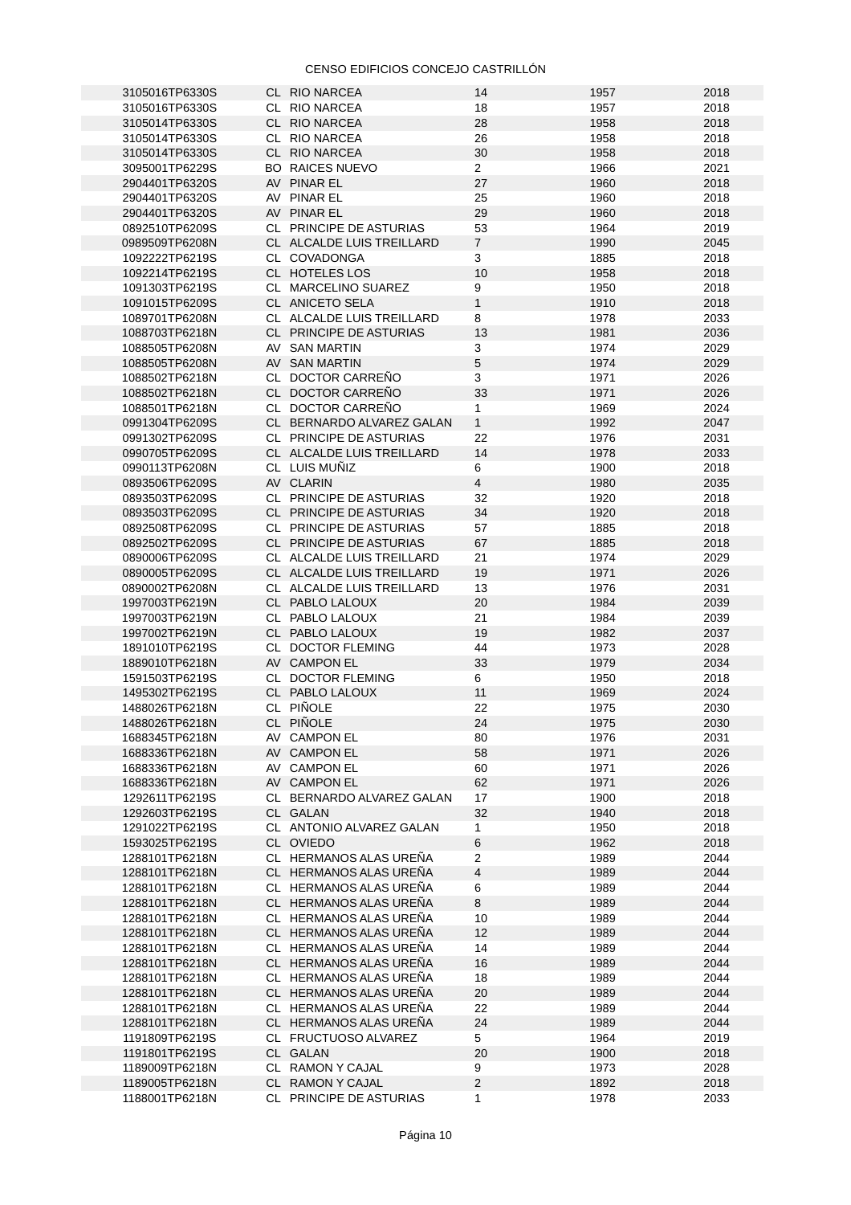CENSO EDIFICIOS CONCEJO CASTRILLÓN

| | | | | | |
|---|---|---|---|---|---|
| 3105016TP6330S | CL | RIO NARCEA | 14 | 1957 | 2018 |
| 3105016TP6330S | CL | RIO NARCEA | 18 | 1957 | 2018 |
| 3105014TP6330S | CL | RIO NARCEA | 28 | 1958 | 2018 |
| 3105014TP6330S | CL | RIO NARCEA | 26 | 1958 | 2018 |
| 3105014TP6330S | CL | RIO NARCEA | 30 | 1958 | 2018 |
| 3095001TP6229S | BO | RAICES NUEVO | 2 | 1966 | 2021 |
| 2904401TP6320S | AV | PINAR EL | 27 | 1960 | 2018 |
| 2904401TP6320S | AV | PINAR EL | 25 | 1960 | 2018 |
| 2904401TP6320S | AV | PINAR EL | 29 | 1960 | 2018 |
| 0892510TP6209S | CL | PRINCIPE DE ASTURIAS | 53 | 1964 | 2019 |
| 0989509TP6208N | CL | ALCALDE LUIS TREILLARD | 7 | 1990 | 2045 |
| 1092222TP6219S | CL | COVADONGA | 3 | 1885 | 2018 |
| 1092214TP6219S | CL | HOTELES LOS | 10 | 1958 | 2018 |
| 1091303TP6219S | CL | MARCELINO SUAREZ | 9 | 1950 | 2018 |
| 1091015TP6209S | CL | ANICETO SELA | 1 | 1910 | 2018 |
| 1089701TP6208N | CL | ALCALDE LUIS TREILLARD | 8 | 1978 | 2033 |
| 1088703TP6218N | CL | PRINCIPE DE ASTURIAS | 13 | 1981 | 2036 |
| 1088505TP6208N | AV | SAN MARTIN | 3 | 1974 | 2029 |
| 1088505TP6208N | AV | SAN MARTIN | 5 | 1974 | 2029 |
| 1088502TP6218N | CL | DOCTOR CARREÑO | 3 | 1971 | 2026 |
| 1088502TP6218N | CL | DOCTOR CARREÑO | 33 | 1971 | 2026 |
| 1088501TP6218N | CL | DOCTOR CARREÑO | 1 | 1969 | 2024 |
| 0991304TP6209S | CL | BERNARDO ALVAREZ GALAN | 1 | 1992 | 2047 |
| 0991302TP6209S | CL | PRINCIPE DE ASTURIAS | 22 | 1976 | 2031 |
| 0990705TP6209S | CL | ALCALDE LUIS TREILLARD | 14 | 1978 | 2033 |
| 0990113TP6208N | CL | LUIS MUÑIZ | 6 | 1900 | 2018 |
| 0893506TP6209S | AV | CLARIN | 4 | 1980 | 2035 |
| 0893503TP6209S | CL | PRINCIPE DE ASTURIAS | 32 | 1920 | 2018 |
| 0893503TP6209S | CL | PRINCIPE DE ASTURIAS | 34 | 1920 | 2018 |
| 0892508TP6209S | CL | PRINCIPE DE ASTURIAS | 57 | 1885 | 2018 |
| 0892502TP6209S | CL | PRINCIPE DE ASTURIAS | 67 | 1885 | 2018 |
| 0890006TP6209S | CL | ALCALDE LUIS TREILLARD | 21 | 1974 | 2029 |
| 0890005TP6209S | CL | ALCALDE LUIS TREILLARD | 19 | 1971 | 2026 |
| 0890002TP6208N | CL | ALCALDE LUIS TREILLARD | 13 | 1976 | 2031 |
| 1997003TP6219N | CL | PABLO LALOUX | 20 | 1984 | 2039 |
| 1997003TP6219N | CL | PABLO LALOUX | 21 | 1984 | 2039 |
| 1997002TP6219N | CL | PABLO LALOUX | 19 | 1982 | 2037 |
| 1891010TP6219S | CL | DOCTOR FLEMING | 44 | 1973 | 2028 |
| 1889010TP6218N | AV | CAMPON EL | 33 | 1979 | 2034 |
| 1591503TP6219S | CL | DOCTOR FLEMING | 6 | 1950 | 2018 |
| 1495302TP6219S | CL | PABLO LALOUX | 11 | 1969 | 2024 |
| 1488026TP6218N | CL | PIÑOLE | 22 | 1975 | 2030 |
| 1488026TP6218N | CL | PIÑOLE | 24 | 1975 | 2030 |
| 1688345TP6218N | AV | CAMPON EL | 80 | 1976 | 2031 |
| 1688336TP6218N | AV | CAMPON EL | 58 | 1971 | 2026 |
| 1688336TP6218N | AV | CAMPON EL | 60 | 1971 | 2026 |
| 1688336TP6218N | AV | CAMPON EL | 62 | 1971 | 2026 |
| 1292611TP6219S | CL | BERNARDO ALVAREZ GALAN | 17 | 1900 | 2018 |
| 1292603TP6219S | CL | GALAN | 32 | 1940 | 2018 |
| 1291022TP6219S | CL | ANTONIO ALVAREZ GALAN | 1 | 1950 | 2018 |
| 1593025TP6219S | CL | OVIEDO | 6 | 1962 | 2018 |
| 1288101TP6218N | CL | HERMANOS ALAS UREÑA | 2 | 1989 | 2044 |
| 1288101TP6218N | CL | HERMANOS ALAS UREÑA | 4 | 1989 | 2044 |
| 1288101TP6218N | CL | HERMANOS ALAS UREÑA | 6 | 1989 | 2044 |
| 1288101TP6218N | CL | HERMANOS ALAS UREÑA | 8 | 1989 | 2044 |
| 1288101TP6218N | CL | HERMANOS ALAS UREÑA | 10 | 1989 | 2044 |
| 1288101TP6218N | CL | HERMANOS ALAS UREÑA | 12 | 1989 | 2044 |
| 1288101TP6218N | CL | HERMANOS ALAS UREÑA | 14 | 1989 | 2044 |
| 1288101TP6218N | CL | HERMANOS ALAS UREÑA | 16 | 1989 | 2044 |
| 1288101TP6218N | CL | HERMANOS ALAS UREÑA | 18 | 1989 | 2044 |
| 1288101TP6218N | CL | HERMANOS ALAS UREÑA | 20 | 1989 | 2044 |
| 1288101TP6218N | CL | HERMANOS ALAS UREÑA | 22 | 1989 | 2044 |
| 1288101TP6218N | CL | HERMANOS ALAS UREÑA | 24 | 1989 | 2044 |
| 1191809TP6219S | CL | FRUCTUOSO ALVAREZ | 5 | 1964 | 2019 |
| 1191801TP6219S | CL | GALAN | 20 | 1900 | 2018 |
| 1189009TP6218N | CL | RAMON Y CAJAL | 9 | 1973 | 2028 |
| 1189005TP6218N | CL | RAMON Y CAJAL | 2 | 1892 | 2018 |
| 1188001TP6218N | CL | PRINCIPE DE ASTURIAS | 1 | 1978 | 2033 |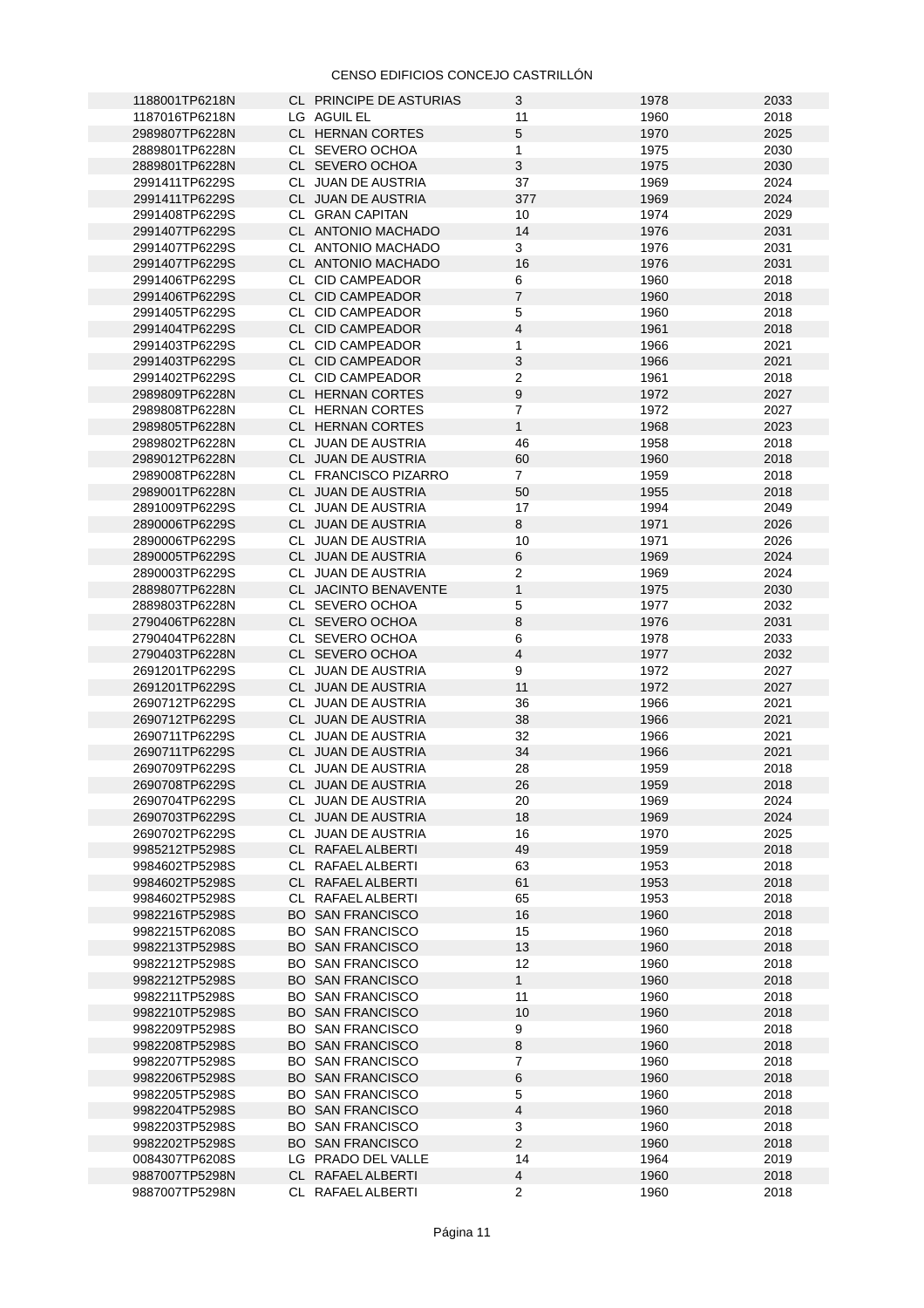CENSO EDIFICIOS CONCEJO CASTRILLÓN

| | | | | | |
|---|---|---|---|---|---|
| 1188001TP6218N | CL | PRINCIPE DE ASTURIAS | 3 | 1978 | 2033 |
| 1187016TP6218N | LG | AGUIL EL | 11 | 1960 | 2018 |
| 2989807TP6228N | CL | HERNAN CORTES | 5 | 1970 | 2025 |
| 2889801TP6228N | CL | SEVERO OCHOA | 1 | 1975 | 2030 |
| 2889801TP6228N | CL | SEVERO OCHOA | 3 | 1975 | 2030 |
| 2991411TP6229S | CL | JUAN DE AUSTRIA | 37 | 1969 | 2024 |
| 2991411TP6229S | CL | JUAN DE AUSTRIA | 377 | 1969 | 2024 |
| 2991408TP6229S | CL | GRAN CAPITAN | 10 | 1974 | 2029 |
| 2991407TP6229S | CL | ANTONIO MACHADO | 14 | 1976 | 2031 |
| 2991407TP6229S | CL | ANTONIO MACHADO | 3 | 1976 | 2031 |
| 2991407TP6229S | CL | ANTONIO MACHADO | 16 | 1976 | 2031 |
| 2991406TP6229S | CL | CID CAMPEADOR | 6 | 1960 | 2018 |
| 2991406TP6229S | CL | CID CAMPEADOR | 7 | 1960 | 2018 |
| 2991405TP6229S | CL | CID CAMPEADOR | 5 | 1960 | 2018 |
| 2991404TP6229S | CL | CID CAMPEADOR | 4 | 1961 | 2018 |
| 2991403TP6229S | CL | CID CAMPEADOR | 1 | 1966 | 2021 |
| 2991403TP6229S | CL | CID CAMPEADOR | 3 | 1966 | 2021 |
| 2991402TP6229S | CL | CID CAMPEADOR | 2 | 1961 | 2018 |
| 2989809TP6228N | CL | HERNAN CORTES | 9 | 1972 | 2027 |
| 2989808TP6228N | CL | HERNAN CORTES | 7 | 1972 | 2027 |
| 2989805TP6228N | CL | HERNAN CORTES | 1 | 1968 | 2023 |
| 2989802TP6228N | CL | JUAN DE AUSTRIA | 46 | 1958 | 2018 |
| 2989012TP6228N | CL | JUAN DE AUSTRIA | 60 | 1960 | 2018 |
| 2989008TP6228N | CL | FRANCISCO PIZARRO | 7 | 1959 | 2018 |
| 2989001TP6228N | CL | JUAN DE AUSTRIA | 50 | 1955 | 2018 |
| 2891009TP6229S | CL | JUAN DE AUSTRIA | 17 | 1994 | 2049 |
| 2890006TP6229S | CL | JUAN DE AUSTRIA | 8 | 1971 | 2026 |
| 2890006TP6229S | CL | JUAN DE AUSTRIA | 10 | 1971 | 2026 |
| 2890005TP6229S | CL | JUAN DE AUSTRIA | 6 | 1969 | 2024 |
| 2890003TP6229S | CL | JUAN DE AUSTRIA | 2 | 1969 | 2024 |
| 2889807TP6228N | CL | JACINTO BENAVENTE | 1 | 1975 | 2030 |
| 2889803TP6228N | CL | SEVERO OCHOA | 5 | 1977 | 2032 |
| 2790406TP6228N | CL | SEVERO OCHOA | 8 | 1976 | 2031 |
| 2790404TP6228N | CL | SEVERO OCHOA | 6 | 1978 | 2033 |
| 2790403TP6228N | CL | SEVERO OCHOA | 4 | 1977 | 2032 |
| 2691201TP6229S | CL | JUAN DE AUSTRIA | 9 | 1972 | 2027 |
| 2691201TP6229S | CL | JUAN DE AUSTRIA | 11 | 1972 | 2027 |
| 2690712TP6229S | CL | JUAN DE AUSTRIA | 36 | 1966 | 2021 |
| 2690712TP6229S | CL | JUAN DE AUSTRIA | 38 | 1966 | 2021 |
| 2690711TP6229S | CL | JUAN DE AUSTRIA | 32 | 1966 | 2021 |
| 2690711TP6229S | CL | JUAN DE AUSTRIA | 34 | 1966 | 2021 |
| 2690709TP6229S | CL | JUAN DE AUSTRIA | 28 | 1959 | 2018 |
| 2690708TP6229S | CL | JUAN DE AUSTRIA | 26 | 1959 | 2018 |
| 2690704TP6229S | CL | JUAN DE AUSTRIA | 20 | 1969 | 2024 |
| 2690703TP6229S | CL | JUAN DE AUSTRIA | 18 | 1969 | 2024 |
| 2690702TP6229S | CL | JUAN DE AUSTRIA | 16 | 1970 | 2025 |
| 9985212TP5298S | CL | RAFAEL ALBERTI | 49 | 1959 | 2018 |
| 9984602TP5298S | CL | RAFAEL ALBERTI | 63 | 1953 | 2018 |
| 9984602TP5298S | CL | RAFAEL ALBERTI | 61 | 1953 | 2018 |
| 9984602TP5298S | CL | RAFAEL ALBERTI | 65 | 1953 | 2018 |
| 9982216TP5298S | BO | SAN FRANCISCO | 16 | 1960 | 2018 |
| 9982215TP6208S | BO | SAN FRANCISCO | 15 | 1960 | 2018 |
| 9982213TP5298S | BO | SAN FRANCISCO | 13 | 1960 | 2018 |
| 9982212TP5298S | BO | SAN FRANCISCO | 12 | 1960 | 2018 |
| 9982212TP5298S | BO | SAN FRANCISCO | 1 | 1960 | 2018 |
| 9982211TP5298S | BO | SAN FRANCISCO | 11 | 1960 | 2018 |
| 9982210TP5298S | BO | SAN FRANCISCO | 10 | 1960 | 2018 |
| 9982209TP5298S | BO | SAN FRANCISCO | 9 | 1960 | 2018 |
| 9982208TP5298S | BO | SAN FRANCISCO | 8 | 1960 | 2018 |
| 9982207TP5298S | BO | SAN FRANCISCO | 7 | 1960 | 2018 |
| 9982206TP5298S | BO | SAN FRANCISCO | 6 | 1960 | 2018 |
| 9982205TP5298S | BO | SAN FRANCISCO | 5 | 1960 | 2018 |
| 9982204TP5298S | BO | SAN FRANCISCO | 4 | 1960 | 2018 |
| 9982203TP5298S | BO | SAN FRANCISCO | 3 | 1960 | 2018 |
| 9982202TP5298S | BO | SAN FRANCISCO | 2 | 1960 | 2018 |
| 0084307TP6208S | LG | PRADO DEL VALLE | 14 | 1964 | 2019 |
| 9887007TP5298N | CL | RAFAEL ALBERTI | 4 | 1960 | 2018 |
| 9887007TP5298N | CL | RAFAEL ALBERTI | 2 | 1960 | 2018 |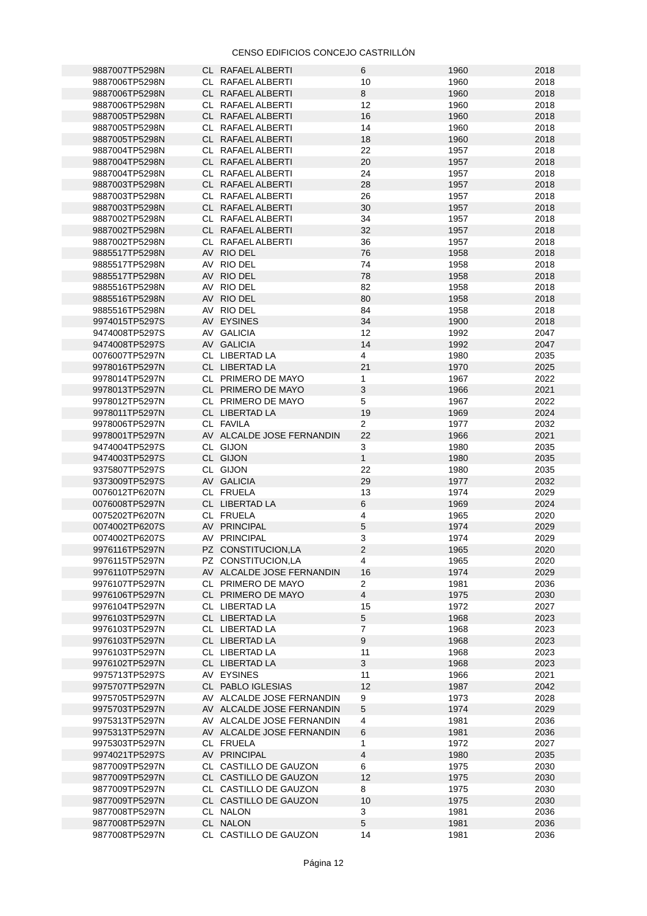| | | | | | |
|---|---|---|---|---|---|
| 9887007TP5298N | CL | RAFAEL ALBERTI | 6 | 1960 | 2018 |
| 9887006TP5298N | CL | RAFAEL ALBERTI | 10 | 1960 | 2018 |
| 9887006TP5298N | CL | RAFAEL ALBERTI | 8 | 1960 | 2018 |
| 9887006TP5298N | CL | RAFAEL ALBERTI | 12 | 1960 | 2018 |
| 9887005TP5298N | CL | RAFAEL ALBERTI | 16 | 1960 | 2018 |
| 9887005TP5298N | CL | RAFAEL ALBERTI | 14 | 1960 | 2018 |
| 9887005TP5298N | CL | RAFAEL ALBERTI | 18 | 1960 | 2018 |
| 9887004TP5298N | CL | RAFAEL ALBERTI | 22 | 1957 | 2018 |
| 9887004TP5298N | CL | RAFAEL ALBERTI | 20 | 1957 | 2018 |
| 9887004TP5298N | CL | RAFAEL ALBERTI | 24 | 1957 | 2018 |
| 9887003TP5298N | CL | RAFAEL ALBERTI | 28 | 1957 | 2018 |
| 9887003TP5298N | CL | RAFAEL ALBERTI | 26 | 1957 | 2018 |
| 9887003TP5298N | CL | RAFAEL ALBERTI | 30 | 1957 | 2018 |
| 9887002TP5298N | CL | RAFAEL ALBERTI | 34 | 1957 | 2018 |
| 9887002TP5298N | CL | RAFAEL ALBERTI | 32 | 1957 | 2018 |
| 9887002TP5298N | CL | RAFAEL ALBERTI | 36 | 1957 | 2018 |
| 9885517TP5298N | AV | RIO DEL | 76 | 1958 | 2018 |
| 9885517TP5298N | AV | RIO DEL | 74 | 1958 | 2018 |
| 9885517TP5298N | AV | RIO DEL | 78 | 1958 | 2018 |
| 9885516TP5298N | AV | RIO DEL | 82 | 1958 | 2018 |
| 9885516TP5298N | AV | RIO DEL | 80 | 1958 | 2018 |
| 9885516TP5298N | AV | RIO DEL | 84 | 1958 | 2018 |
| 9974015TP5297S | AV | EYSINES | 34 | 1900 | 2018 |
| 9474008TP5297S | AV | GALICIA | 12 | 1992 | 2047 |
| 9474008TP5297S | AV | GALICIA | 14 | 1992 | 2047 |
| 0076007TP5297N | CL | LIBERTAD LA | 4 | 1980 | 2035 |
| 9978016TP5297N | CL | LIBERTAD LA | 21 | 1970 | 2025 |
| 9978014TP5297N | CL | PRIMERO DE MAYO | 1 | 1967 | 2022 |
| 9978013TP5297N | CL | PRIMERO DE MAYO | 3 | 1966 | 2021 |
| 9978012TP5297N | CL | PRIMERO DE MAYO | 5 | 1967 | 2022 |
| 9978011TP5297N | CL | LIBERTAD LA | 19 | 1969 | 2024 |
| 9978006TP5297N | CL | FAVILA | 2 | 1977 | 2032 |
| 9978001TP5297N | AV | ALCALDE JOSE FERNANDIN | 22 | 1966 | 2021 |
| 9474004TP5297S | CL | GIJON | 3 | 1980 | 2035 |
| 9474003TP5297S | CL | GIJON | 1 | 1980 | 2035 |
| 9375807TP5297S | CL | GIJON | 22 | 1980 | 2035 |
| 9373009TP5297S | AV | GALICIA | 29 | 1977 | 2032 |
| 0076012TP6207N | CL | FRUELA | 13 | 1974 | 2029 |
| 0076008TP5297N | CL | LIBERTAD LA | 6 | 1969 | 2024 |
| 0075202TP6207N | CL | FRUELA | 4 | 1965 | 2020 |
| 0074002TP6207S | AV | PRINCIPAL | 5 | 1974 | 2029 |
| 0074002TP6207S | AV | PRINCIPAL | 3 | 1974 | 2029 |
| 9976116TP5297N | PZ | CONSTITUCION,LA | 2 | 1965 | 2020 |
| 9976115TP5297N | PZ | CONSTITUCION,LA | 4 | 1965 | 2020 |
| 9976110TP5297N | AV | ALCALDE JOSE FERNANDIN | 16 | 1974 | 2029 |
| 9976107TP5297N | CL | PRIMERO DE MAYO | 2 | 1981 | 2036 |
| 9976106TP5297N | CL | PRIMERO DE MAYO | 4 | 1975 | 2030 |
| 9976104TP5297N | CL | LIBERTAD LA | 15 | 1972 | 2027 |
| 9976103TP5297N | CL | LIBERTAD LA | 5 | 1968 | 2023 |
| 9976103TP5297N | CL | LIBERTAD LA | 7 | 1968 | 2023 |
| 9976103TP5297N | CL | LIBERTAD LA | 9 | 1968 | 2023 |
| 9976103TP5297N | CL | LIBERTAD LA | 11 | 1968 | 2023 |
| 9976102TP5297N | CL | LIBERTAD LA | 3 | 1968 | 2023 |
| 9975713TP5297S | AV | EYSINES | 11 | 1966 | 2021 |
| 9975707TP5297N | CL | PABLO IGLESIAS | 12 | 1987 | 2042 |
| 9975705TP5297N | AV | ALCALDE JOSE FERNANDIN | 9 | 1973 | 2028 |
| 9975703TP5297N | AV | ALCALDE JOSE FERNANDIN | 5 | 1974 | 2029 |
| 9975313TP5297N | AV | ALCALDE JOSE FERNANDIN | 4 | 1981 | 2036 |
| 9975313TP5297N | AV | ALCALDE JOSE FERNANDIN | 6 | 1981 | 2036 |
| 9975303TP5297N | CL | FRUELA | 1 | 1972 | 2027 |
| 9974021TP5297S | AV | PRINCIPAL | 4 | 1980 | 2035 |
| 9877009TP5297N | CL | CASTILLO DE GAUZON | 6 | 1975 | 2030 |
| 9877009TP5297N | CL | CASTILLO DE GAUZON | 12 | 1975 | 2030 |
| 9877009TP5297N | CL | CASTILLO DE GAUZON | 8 | 1975 | 2030 |
| 9877009TP5297N | CL | CASTILLO DE GAUZON | 10 | 1975 | 2030 |
| 9877008TP5297N | CL | NALON | 3 | 1981 | 2036 |
| 9877008TP5297N | CL | NALON | 5 | 1981 | 2036 |
| 9877008TP5297N | CL | CASTILLO DE GAUZON | 14 | 1981 | 2036 |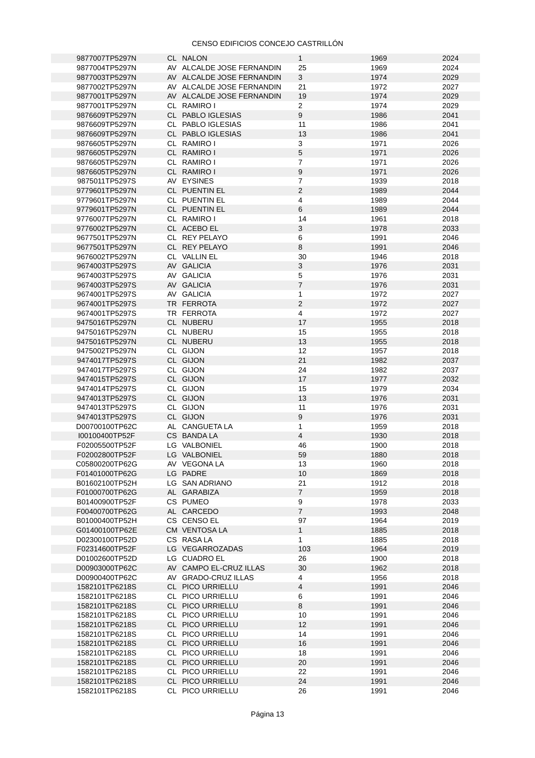CENSO EDIFICIOS CONCEJO CASTRILLÓN

| | | | | | |
|---|---|---|---|---|---|
| 9877007TP5297N | CL | NALON | 1 | 1969 | 2024 |
| 9877004TP5297N | AV | ALCALDE JOSE FERNANDIN | 25 | 1969 | 2024 |
| 9877003TP5297N | AV | ALCALDE JOSE FERNANDIN | 3 | 1974 | 2029 |
| 9877002TP5297N | AV | ALCALDE JOSE FERNANDIN | 21 | 1972 | 2027 |
| 9877001TP5297N | AV | ALCALDE JOSE FERNANDIN | 19 | 1974 | 2029 |
| 9877001TP5297N | CL | RAMIRO I | 2 | 1974 | 2029 |
| 9876609TP5297N | CL | PABLO IGLESIAS | 9 | 1986 | 2041 |
| 9876609TP5297N | CL | PABLO IGLESIAS | 11 | 1986 | 2041 |
| 9876609TP5297N | CL | PABLO IGLESIAS | 13 | 1986 | 2041 |
| 9876605TP5297N | CL | RAMIRO I | 3 | 1971 | 2026 |
| 9876605TP5297N | CL | RAMIRO I | 5 | 1971 | 2026 |
| 9876605TP5297N | CL | RAMIRO I | 7 | 1971 | 2026 |
| 9876605TP5297N | CL | RAMIRO I | 9 | 1971 | 2026 |
| 9875011TP5297S | AV | EYSINES | 7 | 1939 | 2018 |
| 9779601TP5297N | CL | PUENTIN EL | 2 | 1989 | 2044 |
| 9779601TP5297N | CL | PUENTIN EL | 4 | 1989 | 2044 |
| 9779601TP5297N | CL | PUENTIN EL | 6 | 1989 | 2044 |
| 9776007TP5297N | CL | RAMIRO I | 14 | 1961 | 2018 |
| 9776002TP5297N | CL | ACEBO EL | 3 | 1978 | 2033 |
| 9677501TP5297N | CL | REY PELAYO | 6 | 1991 | 2046 |
| 9677501TP5297N | CL | REY PELAYO | 8 | 1991 | 2046 |
| 9676002TP5297N | CL | VALLIN EL | 30 | 1946 | 2018 |
| 9674003TP5297S | AV | GALICIA | 3 | 1976 | 2031 |
| 9674003TP5297S | AV | GALICIA | 5 | 1976 | 2031 |
| 9674003TP5297S | AV | GALICIA | 7 | 1976 | 2031 |
| 9674001TP5297S | AV | GALICIA | 1 | 1972 | 2027 |
| 9674001TP5297S | TR | FERROTA | 2 | 1972 | 2027 |
| 9674001TP5297S | TR | FERROTA | 4 | 1972 | 2027 |
| 9475016TP5297N | CL | NUBERU | 17 | 1955 | 2018 |
| 9475016TP5297N | CL | NUBERU | 15 | 1955 | 2018 |
| 9475016TP5297N | CL | NUBERU | 13 | 1955 | 2018 |
| 9475002TP5297N | CL | GIJON | 12 | 1957 | 2018 |
| 9474017TP5297S | CL | GIJON | 21 | 1982 | 2037 |
| 9474017TP5297S | CL | GIJON | 24 | 1982 | 2037 |
| 9474015TP5297S | CL | GIJON | 17 | 1977 | 2032 |
| 9474014TP5297S | CL | GIJON | 15 | 1979 | 2034 |
| 9474013TP5297S | CL | GIJON | 13 | 1976 | 2031 |
| 9474013TP5297S | CL | GIJON | 11 | 1976 | 2031 |
| 9474013TP5297S | CL | GIJON | 9 | 1976 | 2031 |
| D00700100TP62C | AL | CANGUETA LA | 1 | 1959 | 2018 |
| I00100400TP52F | CS | BANDA LA | 4 | 1930 | 2018 |
| F02005500TP52F | LG | VALBONIEL | 46 | 1900 | 2018 |
| F02002800TP52F | LG | VALBONIEL | 59 | 1880 | 2018 |
| C05800200TP62G | AV | VEGONA LA | 13 | 1960 | 2018 |
| F01401000TP62G | LG | PADRE | 10 | 1869 | 2018 |
| B01602100TP52H | LG | SAN ADRIANO | 21 | 1912 | 2018 |
| F01000700TP62G | AL | GARABIZA | 7 | 1959 | 2018 |
| B01400900TP52F | CS | PUMEO | 9 | 1978 | 2033 |
| F00400700TP62G | AL | CARCEDO | 7 | 1993 | 2048 |
| B01000400TP52H | CS | CENSO EL | 97 | 1964 | 2019 |
| G01400100TP62E | CM | VENTOSA LA | 1 | 1885 | 2018 |
| D02300100TP52D | CS | RASA LA | 1 | 1885 | 2018 |
| F02314600TP52F | LG | VEGARROZADAS | 103 | 1964 | 2019 |
| D01002600TP52D | LG | CUADRO EL | 26 | 1900 | 2018 |
| D00903000TP62C | AV | CAMPO EL-CRUZ ILLAS | 30 | 1962 | 2018 |
| D00900400TP62C | AV | GRADO-CRUZ ILLAS | 4 | 1956 | 2018 |
| 1582101TP6218S | CL | PICO URRIELLU | 4 | 1991 | 2046 |
| 1582101TP6218S | CL | PICO URRIELLU | 6 | 1991 | 2046 |
| 1582101TP6218S | CL | PICO URRIELLU | 8 | 1991 | 2046 |
| 1582101TP6218S | CL | PICO URRIELLU | 10 | 1991 | 2046 |
| 1582101TP6218S | CL | PICO URRIELLU | 12 | 1991 | 2046 |
| 1582101TP6218S | CL | PICO URRIELLU | 14 | 1991 | 2046 |
| 1582101TP6218S | CL | PICO URRIELLU | 16 | 1991 | 2046 |
| 1582101TP6218S | CL | PICO URRIELLU | 18 | 1991 | 2046 |
| 1582101TP6218S | CL | PICO URRIELLU | 20 | 1991 | 2046 |
| 1582101TP6218S | CL | PICO URRIELLU | 22 | 1991 | 2046 |
| 1582101TP6218S | CL | PICO URRIELLU | 24 | 1991 | 2046 |
| 1582101TP6218S | CL | PICO URRIELLU | 26 | 1991 | 2046 |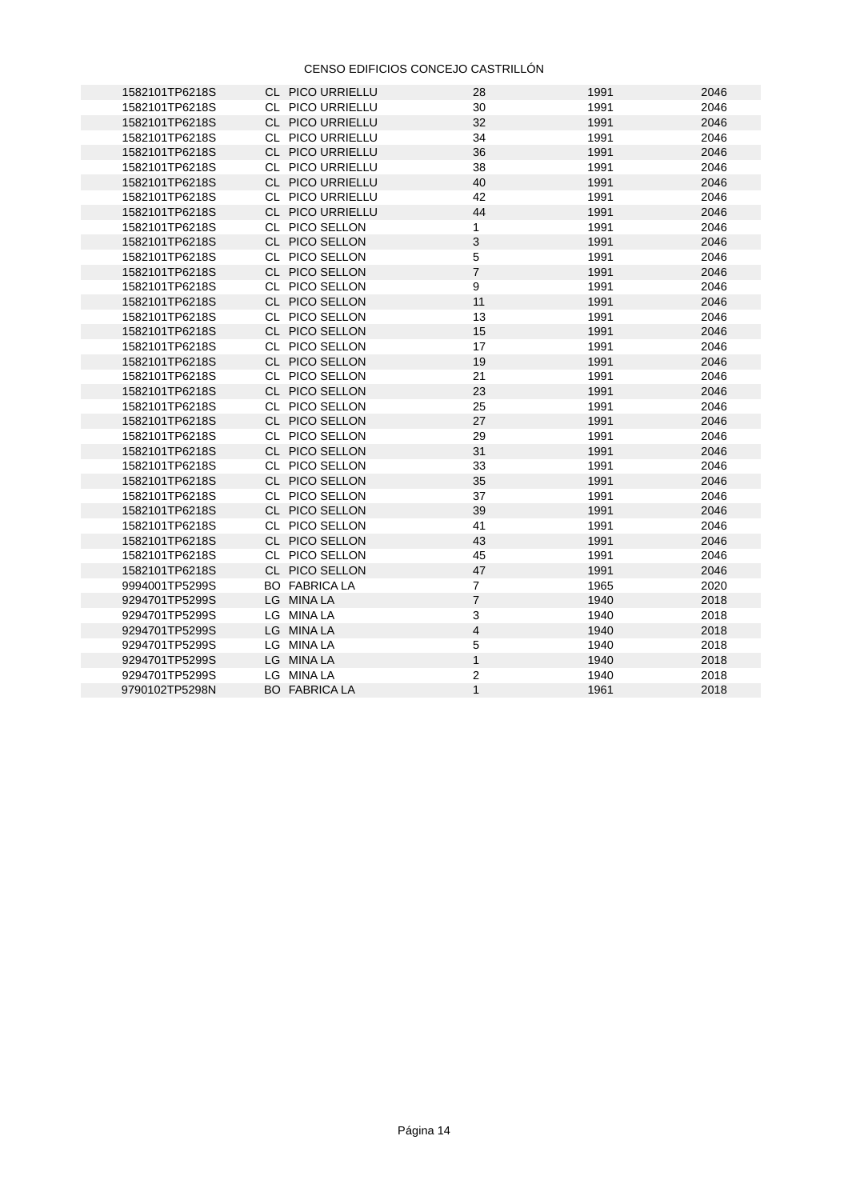| | | | | |
|---|---|---|---|---|
| 1582101TP6218S | CL PICO URRIELLU | 28 | 1991 | 2046 |
| 1582101TP6218S | CL PICO URRIELLU | 30 | 1991 | 2046 |
| 1582101TP6218S | CL PICO URRIELLU | 32 | 1991 | 2046 |
| 1582101TP6218S | CL PICO URRIELLU | 34 | 1991 | 2046 |
| 1582101TP6218S | CL PICO URRIELLU | 36 | 1991 | 2046 |
| 1582101TP6218S | CL PICO URRIELLU | 38 | 1991 | 2046 |
| 1582101TP6218S | CL PICO URRIELLU | 40 | 1991 | 2046 |
| 1582101TP6218S | CL PICO URRIELLU | 42 | 1991 | 2046 |
| 1582101TP6218S | CL PICO URRIELLU | 44 | 1991 | 2046 |
| 1582101TP6218S | CL PICO SELLON | 1 | 1991 | 2046 |
| 1582101TP6218S | CL PICO SELLON | 3 | 1991 | 2046 |
| 1582101TP6218S | CL PICO SELLON | 5 | 1991 | 2046 |
| 1582101TP6218S | CL PICO SELLON | 7 | 1991 | 2046 |
| 1582101TP6218S | CL PICO SELLON | 9 | 1991 | 2046 |
| 1582101TP6218S | CL PICO SELLON | 11 | 1991 | 2046 |
| 1582101TP6218S | CL PICO SELLON | 13 | 1991 | 2046 |
| 1582101TP6218S | CL PICO SELLON | 15 | 1991 | 2046 |
| 1582101TP6218S | CL PICO SELLON | 17 | 1991 | 2046 |
| 1582101TP6218S | CL PICO SELLON | 19 | 1991 | 2046 |
| 1582101TP6218S | CL PICO SELLON | 21 | 1991 | 2046 |
| 1582101TP6218S | CL PICO SELLON | 23 | 1991 | 2046 |
| 1582101TP6218S | CL PICO SELLON | 25 | 1991 | 2046 |
| 1582101TP6218S | CL PICO SELLON | 27 | 1991 | 2046 |
| 1582101TP6218S | CL PICO SELLON | 29 | 1991 | 2046 |
| 1582101TP6218S | CL PICO SELLON | 31 | 1991 | 2046 |
| 1582101TP6218S | CL PICO SELLON | 33 | 1991 | 2046 |
| 1582101TP6218S | CL PICO SELLON | 35 | 1991 | 2046 |
| 1582101TP6218S | CL PICO SELLON | 37 | 1991 | 2046 |
| 1582101TP6218S | CL PICO SELLON | 39 | 1991 | 2046 |
| 1582101TP6218S | CL PICO SELLON | 41 | 1991 | 2046 |
| 1582101TP6218S | CL PICO SELLON | 43 | 1991 | 2046 |
| 1582101TP6218S | CL PICO SELLON | 45 | 1991 | 2046 |
| 1582101TP6218S | CL PICO SELLON | 47 | 1991 | 2046 |
| 9994001TP5299S | BO FABRICA LA | 7 | 1965 | 2020 |
| 9294701TP5299S | LG MINA LA | 7 | 1940 | 2018 |
| 9294701TP5299S | LG MINA LA | 3 | 1940 | 2018 |
| 9294701TP5299S | LG MINA LA | 4 | 1940 | 2018 |
| 9294701TP5299S | LG MINA LA | 5 | 1940 | 2018 |
| 9294701TP5299S | LG MINA LA | 1 | 1940 | 2018 |
| 9294701TP5299S | LG MINA LA | 2 | 1940 | 2018 |
| 9790102TP5298N | BO FABRICA LA | 1 | 1961 | 2018 |